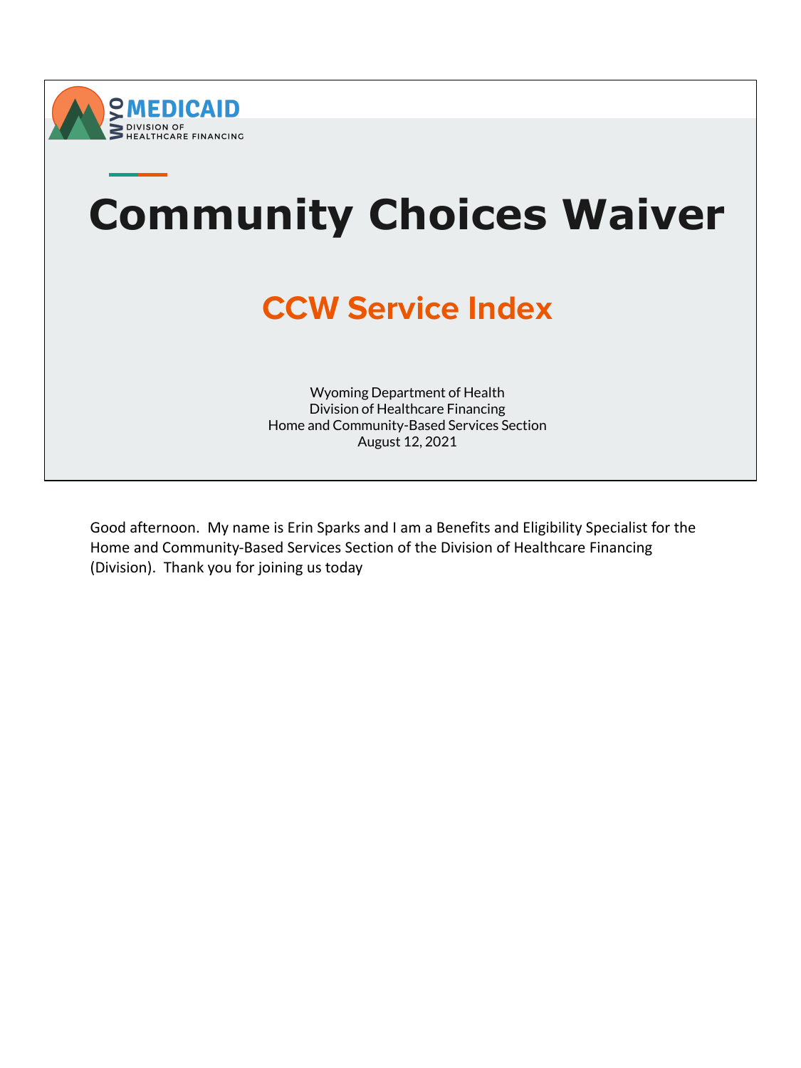WYO MEDICAID
DIVISION OF HEALTHCARE FINANCING

# Community Choices Waiver

## CCW Service Index

Wyoming Department of Health
Division of Healthcare Financing
Home and Community-Based Services Section
August 12, 2021

Good afternoon. My name is Erin Sparks and I am a Benefits and Eligibility Specialist for the Home and Community-Based Services Section of the Division of Healthcare Financing (Division). Thank you for joining us today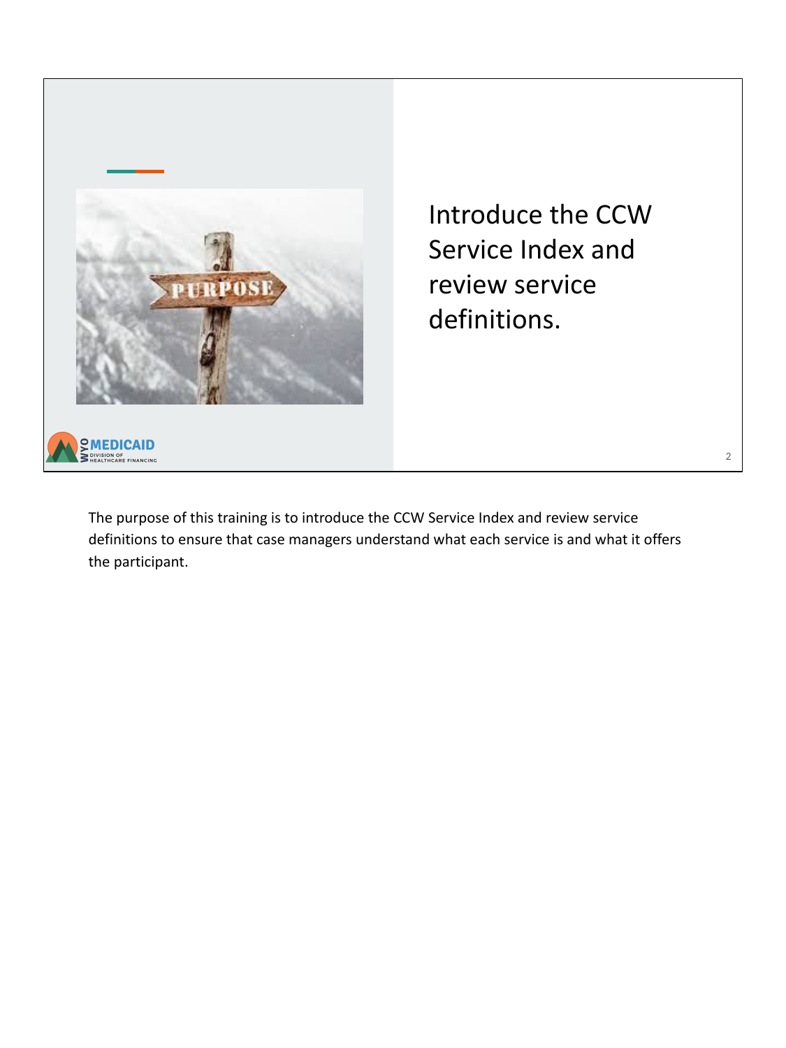Introduce the CCW Service Index and review service definitions.

The purpose of this training is to introduce the CCW Service Index and review service definitions to ensure that case managers understand what each service is and what it offers the participant.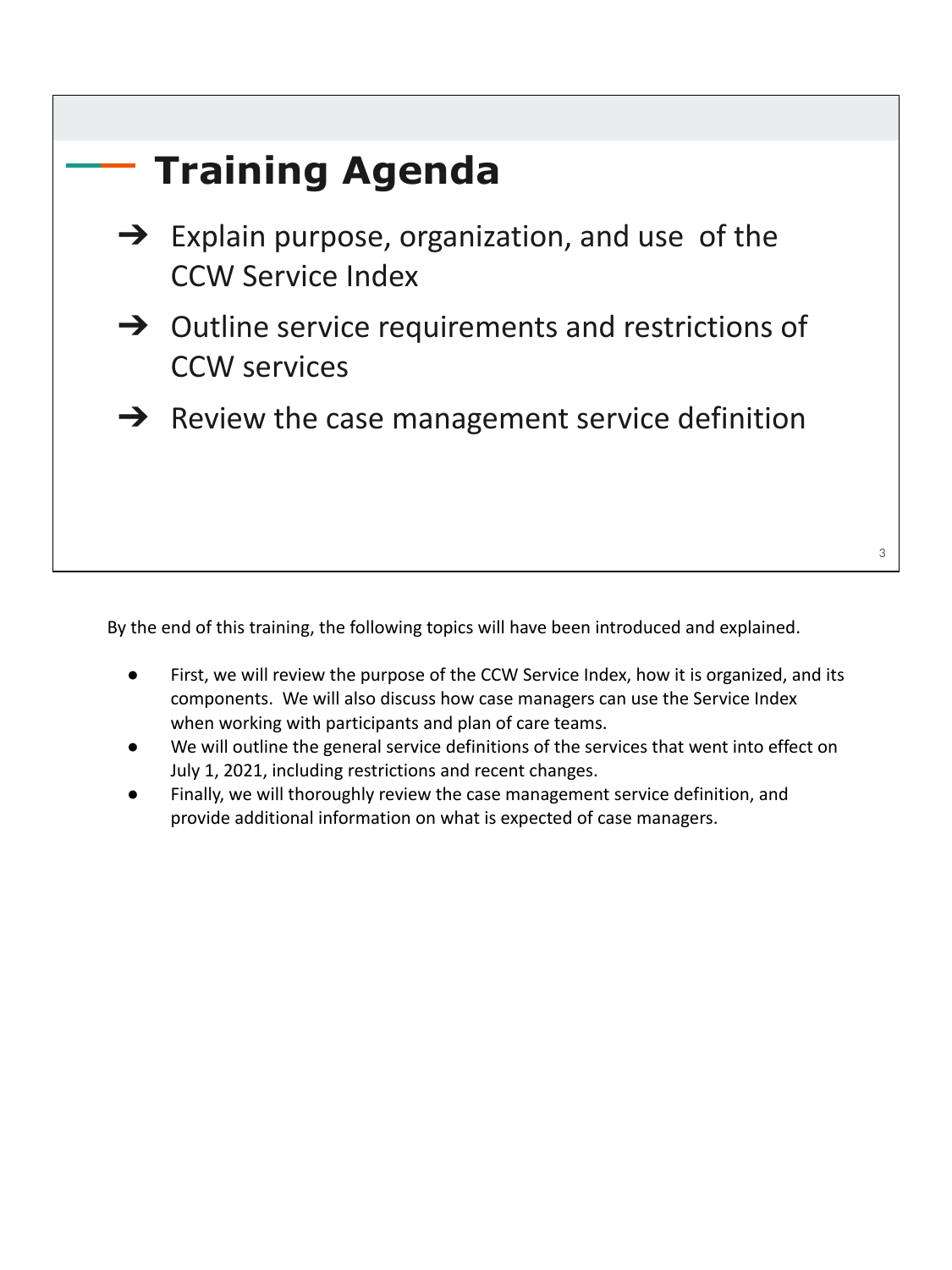# Training Agenda

- ➔ Explain purpose, organization, and use of the CCW Service Index
- ➔ Outline service requirements and restrictions of CCW services
- ➔ Review the case management service definition

By the end of this training, the following topics will have been introduced and explained.

- First, we will review the purpose of the CCW Service Index, how it is organized, and its components. We will also discuss how case managers can use the Service Index when working with participants and plan of care teams.
- We will outline the general service definitions of the services that went into effect on July 1, 2021, including restrictions and recent changes.
- Finally, we will thoroughly review the case management service definition, and provide additional information on what is expected of case managers.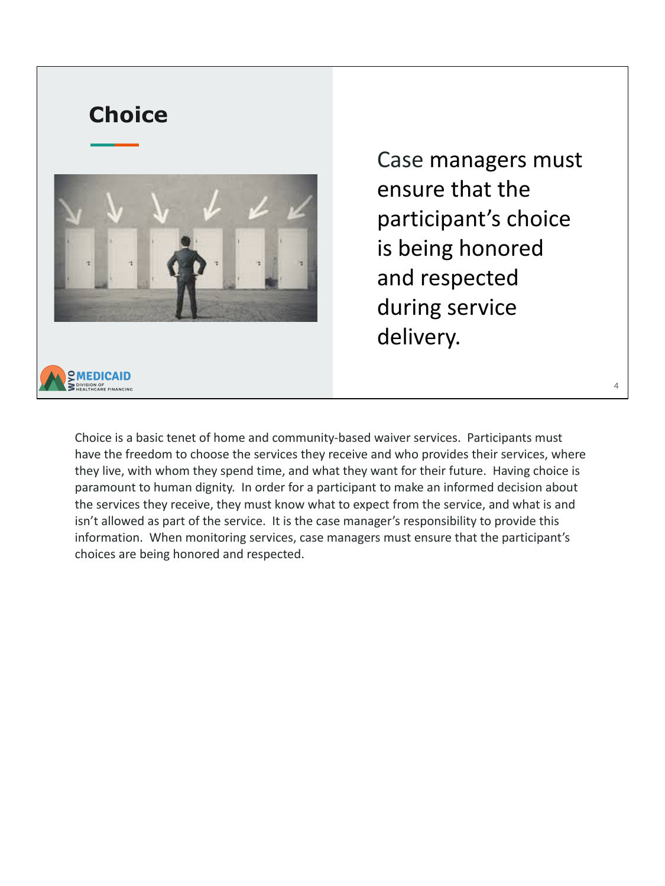## Choice

Case managers must ensure that the participant's choice is being honored and respected during service delivery.

Choice is a basic tenet of home and community-based waiver services. Participants must have the freedom to choose the services they receive and who provides their services, where they live, with whom they spend time, and what they want for their future. Having choice is paramount to human dignity. In order for a participant to make an informed decision about the services they receive, they must know what to expect from the service, and what is and isn't allowed as part of the service. It is the case manager's responsibility to provide this information. When monitoring services, case managers must ensure that the participant's choices are being honored and respected.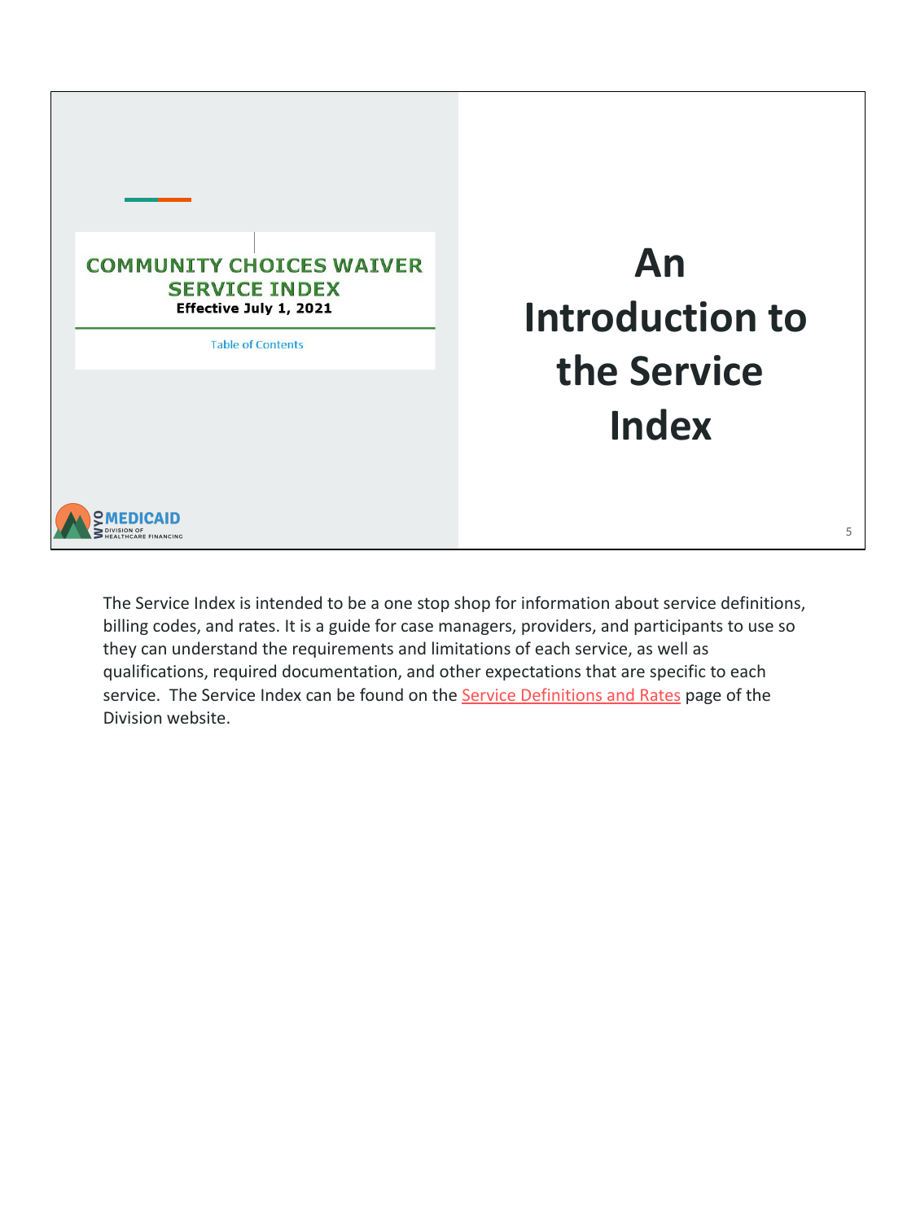COMMUNITY CHOICES WAIVER SERVICE INDEX
**Effective July 1, 2021**

Table of Contents

WYO MEDICAID
DIVISION OF HEALTHCARE FINANCING

# An Introduction to the Service Index

The Service Index is intended to be a one stop shop for information about service definitions, billing codes, and rates. It is a guide for case managers, providers, and participants to use so they can understand the requirements and limitations of each service, as well as qualifications, required documentation, and other expectations that are specific to each service. The Service Index can be found on the Service Definitions and Rates page of the Division website.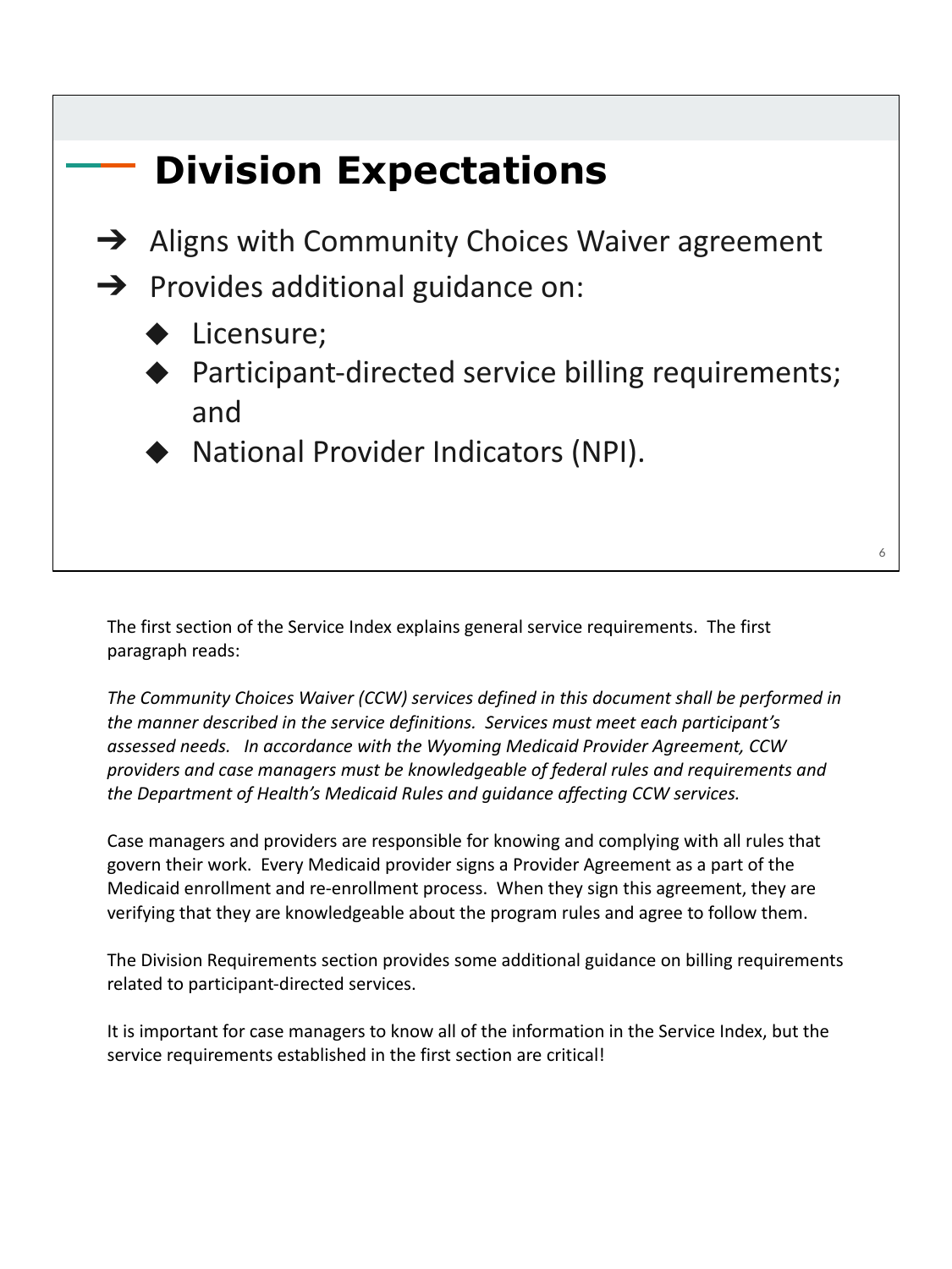## Division Expectations

- ➔ Aligns with Community Choices Waiver agreement
- ➔ Provides additional guidance on:
  - ◆ Licensure;
  - ◆ Participant-directed service billing requirements; and
  - ◆ National Provider Indicators (NPI).

The first section of the Service Index explains general service requirements. The first paragraph reads:

*The Community Choices Waiver (CCW) services defined in this document shall be performed in the manner described in the service definitions. Services must meet each participant's assessed needs. In accordance with the Wyoming Medicaid Provider Agreement, CCW providers and case managers must be knowledgeable of federal rules and requirements and the Department of Health's Medicaid Rules and guidance affecting CCW services.*

Case managers and providers are responsible for knowing and complying with all rules that govern their work. Every Medicaid provider signs a Provider Agreement as a part of the Medicaid enrollment and re-enrollment process. When they sign this agreement, they are verifying that they are knowledgeable about the program rules and agree to follow them.

The Division Requirements section provides some additional guidance on billing requirements related to participant-directed services.

It is important for case managers to know all of the information in the Service Index, but the service requirements established in the first section are critical!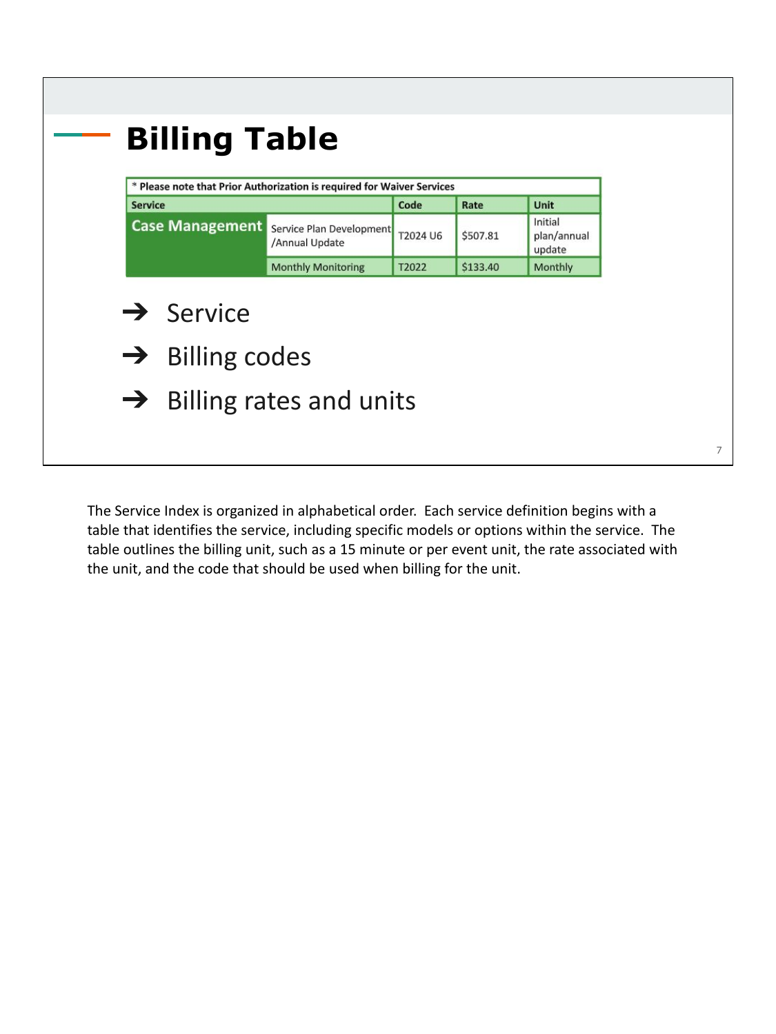# Billing Table

| * Please note that Prior Authorization is required for Waiver Services | | | | |
|---|---|---|---|---|
| **Service** | | **Code** | **Rate** | **Unit** |
| **Case Management** | Service Plan Development /Annual Update | T2024 U6 | $507.81 | Initial plan/annual update |
| | Monthly Monitoring | T2022 | $133.40 | Monthly |

- ➔ Service
- ➔ Billing codes
- ➔ Billing rates and units

The Service Index is organized in alphabetical order. Each service definition begins with a table that identifies the service, including specific models or options within the service. The table outlines the billing unit, such as a 15 minute or per event unit, the rate associated with the unit, and the code that should be used when billing for the unit.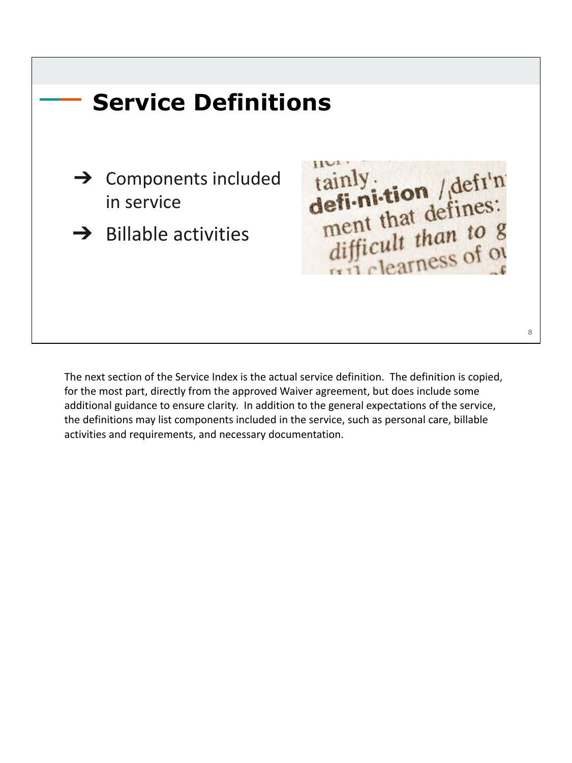## Service Definitions

- ➔ Components included in service
- ➔ Billable activities

The next section of the Service Index is the actual service definition. The definition is copied, for the most part, directly from the approved Waiver agreement, but does include some additional guidance to ensure clarity. In addition to the general expectations of the service, the definitions may list components included in the service, such as personal care, billable activities and requirements, and necessary documentation.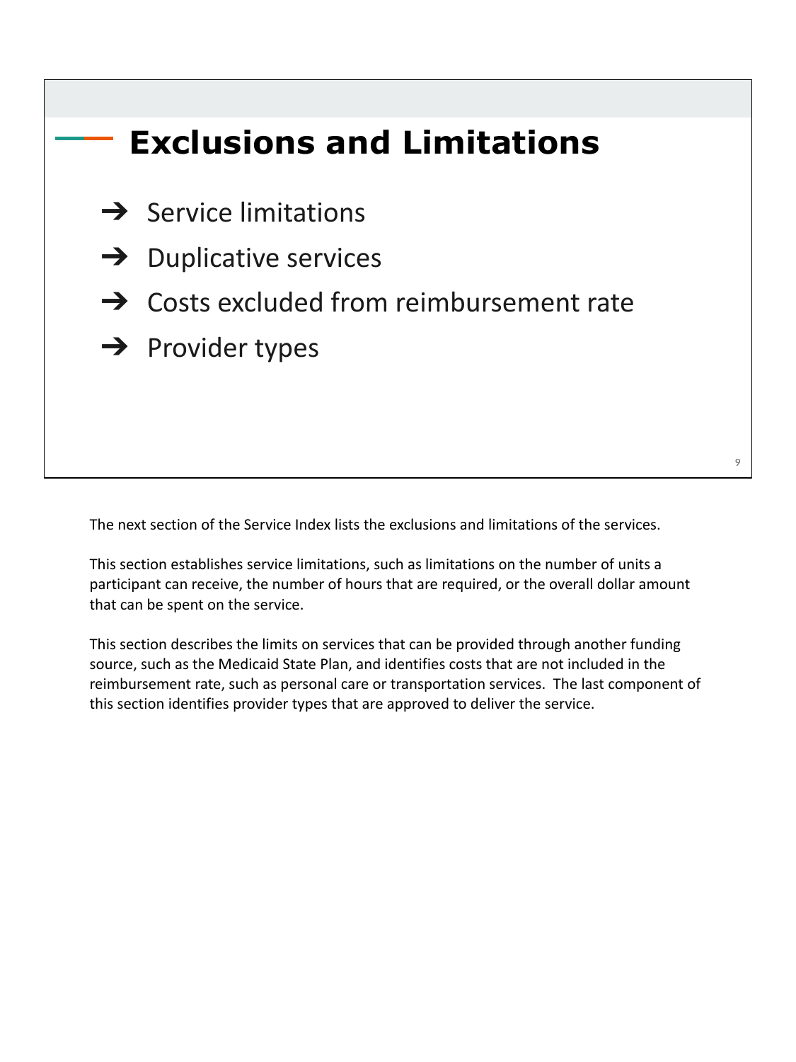# Exclusions and Limitations

- Service limitations
- Duplicative services
- Costs excluded from reimbursement rate
- Provider types

The next section of the Service Index lists the exclusions and limitations of the services.

This section establishes service limitations, such as limitations on the number of units a participant can receive, the number of hours that are required, or the overall dollar amount that can be spent on the service.

This section describes the limits on services that can be provided through another funding source, such as the Medicaid State Plan, and identifies costs that are not included in the reimbursement rate, such as personal care or transportation services. The last component of this section identifies provider types that are approved to deliver the service.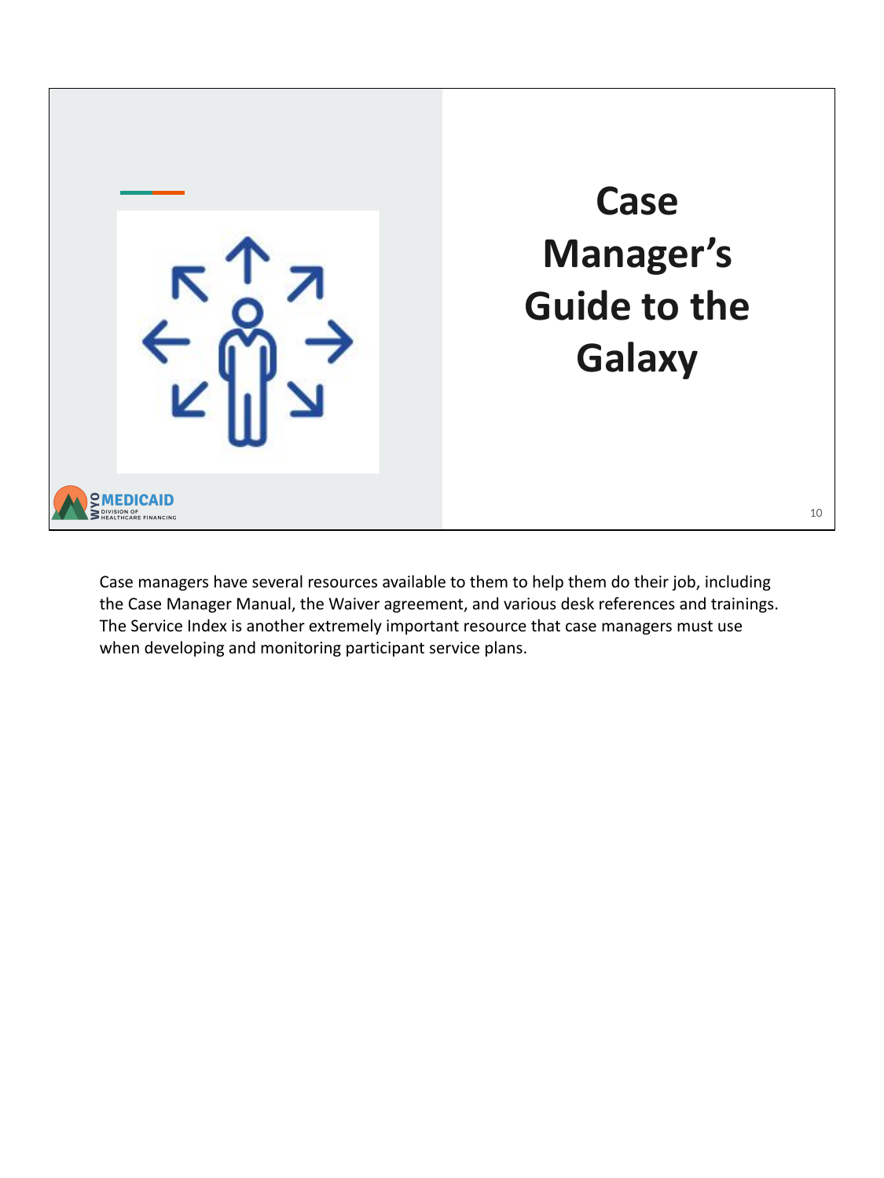# Case Manager's Guide to the Galaxy

Case managers have several resources available to them to help them do their job, including the Case Manager Manual, the Waiver agreement, and various desk references and trainings. The Service Index is another extremely important resource that case managers must use when developing and monitoring participant service plans.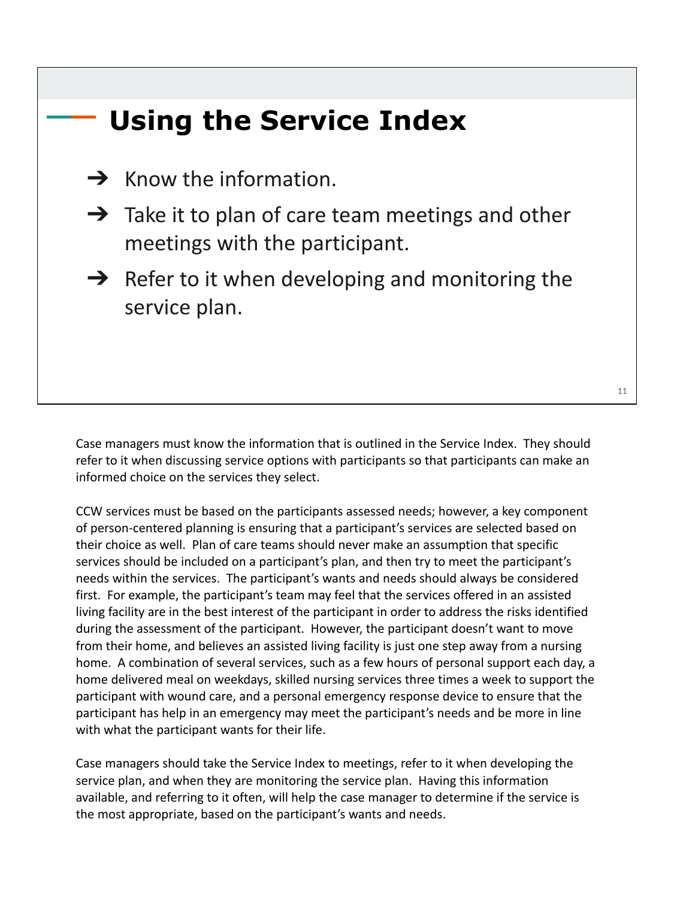## Using the Service Index

- Know the information.
- Take it to plan of care team meetings and other meetings with the participant.
- Refer to it when developing and monitoring the service plan.

Case managers must know the information that is outlined in the Service Index. They should refer to it when discussing service options with participants so that participants can make an informed choice on the services they select.

CCW services must be based on the participants assessed needs; however, a key component of person-centered planning is ensuring that a participant's services are selected based on their choice as well. Plan of care teams should never make an assumption that specific services should be included on a participant's plan, and then try to meet the participant's needs within the services. The participant's wants and needs should always be considered first. For example, the participant's team may feel that the services offered in an assisted living facility are in the best interest of the participant in order to address the risks identified during the assessment of the participant. However, the participant doesn't want to move from their home, and believes an assisted living facility is just one step away from a nursing home. A combination of several services, such as a few hours of personal support each day, a home delivered meal on weekdays, skilled nursing services three times a week to support the participant with wound care, and a personal emergency response device to ensure that the participant has help in an emergency may meet the participant's needs and be more in line with what the participant wants for their life.

Case managers should take the Service Index to meetings, refer to it when developing the service plan, and when they are monitoring the service plan. Having this information available, and referring to it often, will help the case manager to determine if the service is the most appropriate, based on the participant's wants and needs.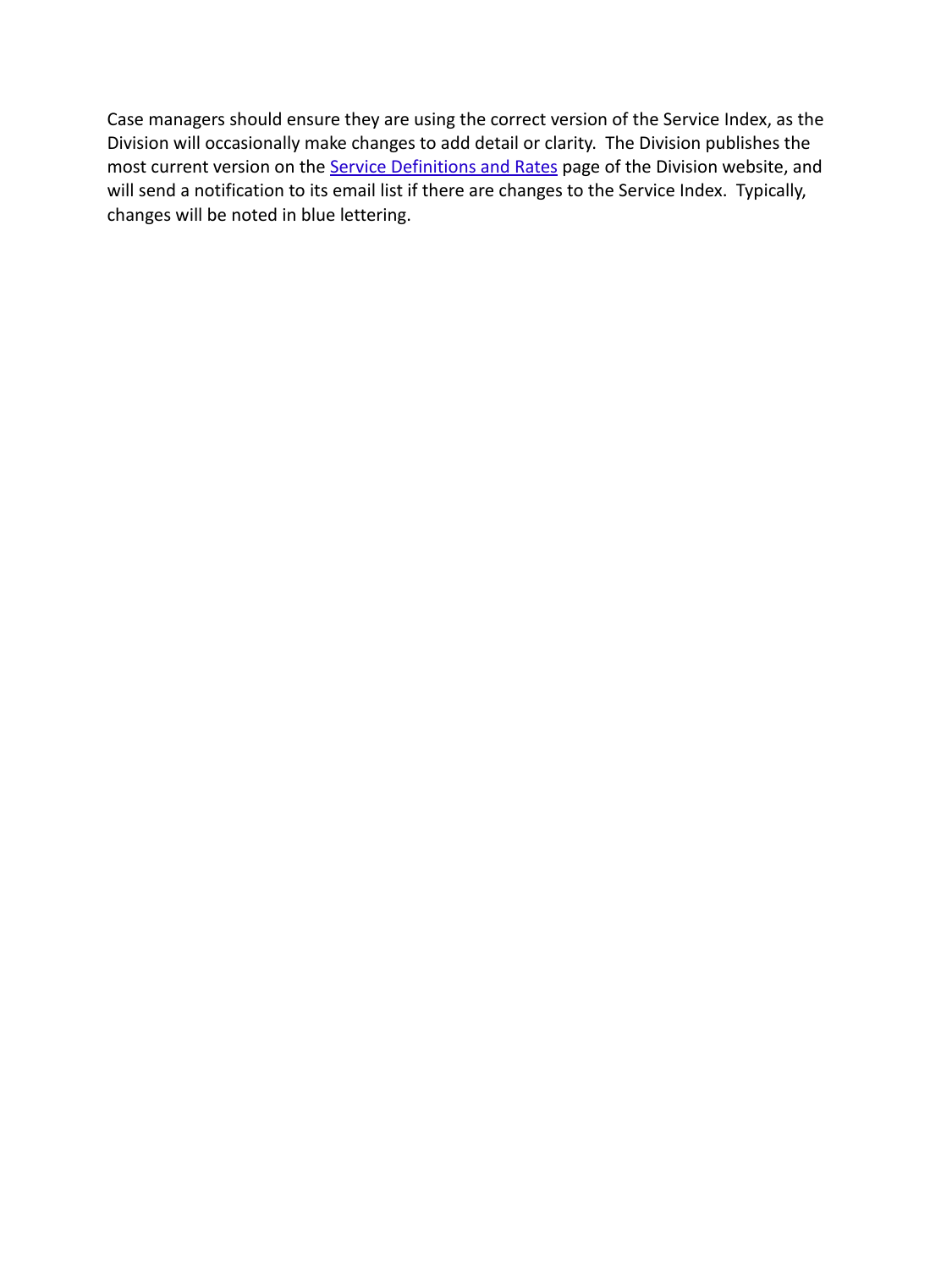Case managers should ensure they are using the correct version of the Service Index, as the Division will occasionally make changes to add detail or clarity. The Division publishes the most current version on the Service Definitions and Rates page of the Division website, and will send a notification to its email list if there are changes to the Service Index. Typically, changes will be noted in blue lettering.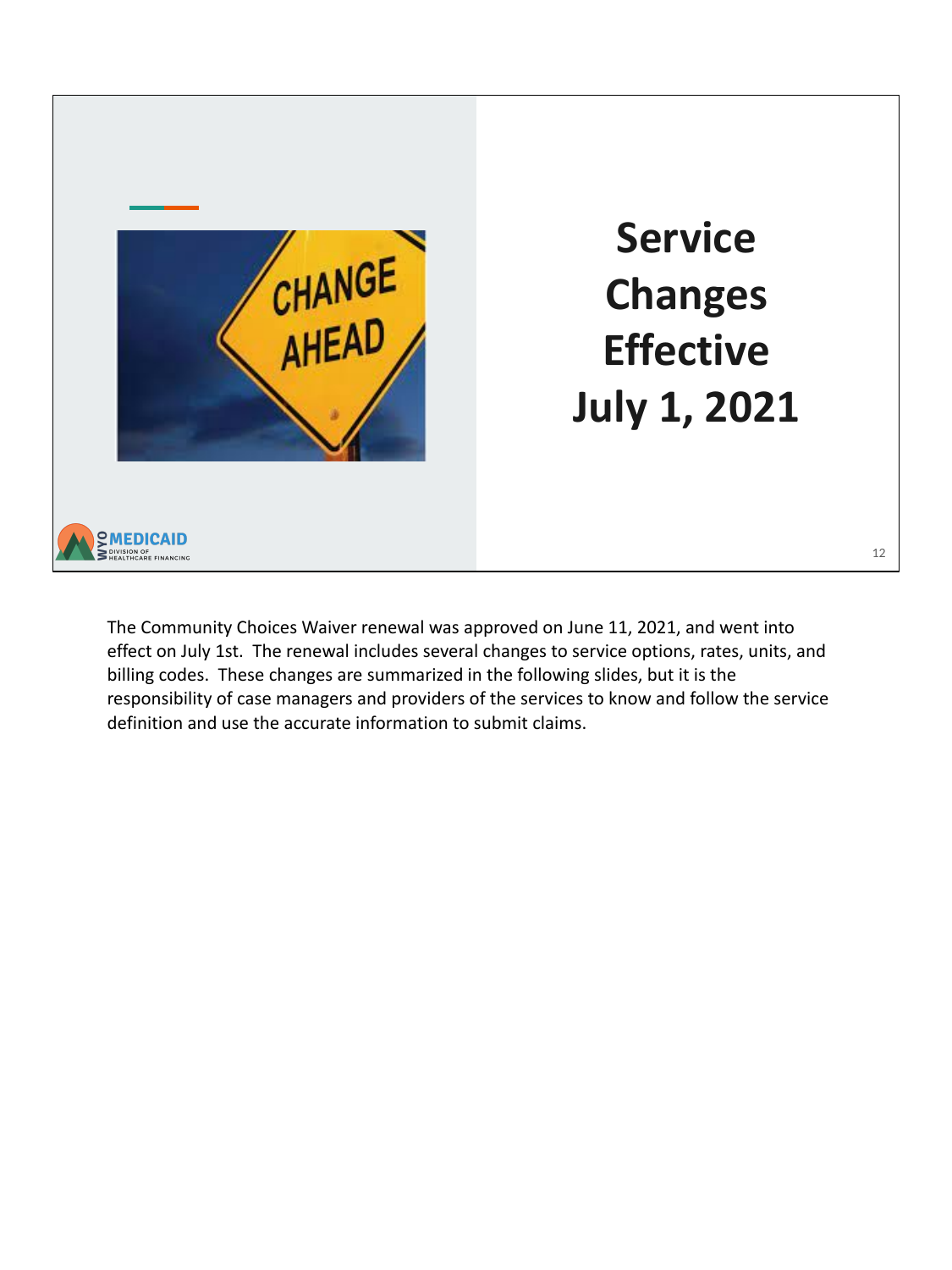# Service Changes Effective July 1, 2021

The Community Choices Waiver renewal was approved on June 11, 2021, and went into effect on July 1st. The renewal includes several changes to service options, rates, units, and billing codes. These changes are summarized in the following slides, but it is the responsibility of case managers and providers of the services to know and follow the service definition and use the accurate information to submit claims.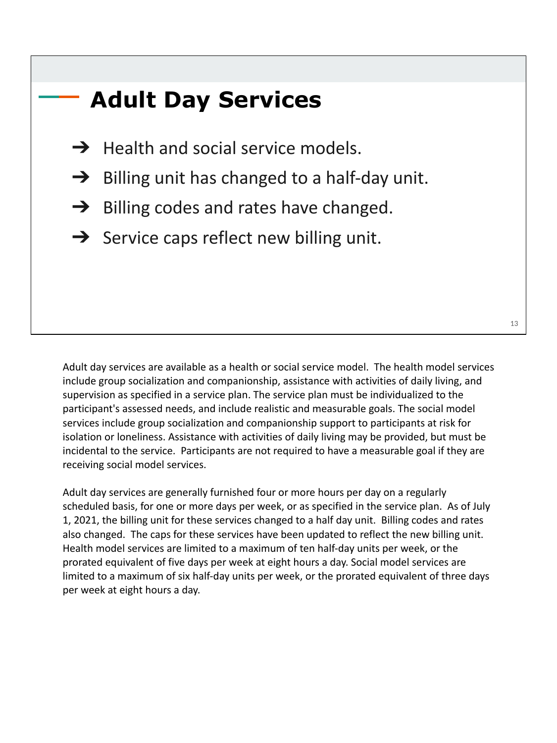# Adult Day Services

- Health and social service models.
- Billing unit has changed to a half-day unit.
- Billing codes and rates have changed.
- Service caps reflect new billing unit.

Adult day services are available as a health or social service model. The health model services include group socialization and companionship, assistance with activities of daily living, and supervision as specified in a service plan. The service plan must be individualized to the participant's assessed needs, and include realistic and measurable goals. The social model services include group socialization and companionship support to participants at risk for isolation or loneliness. Assistance with activities of daily living may be provided, but must be incidental to the service. Participants are not required to have a measurable goal if they are receiving social model services.

Adult day services are generally furnished four or more hours per day on a regularly scheduled basis, for one or more days per week, or as specified in the service plan. As of July 1, 2021, the billing unit for these services changed to a half day unit. Billing codes and rates also changed. The caps for these services have been updated to reflect the new billing unit. Health model services are limited to a maximum of ten half-day units per week, or the prorated equivalent of five days per week at eight hours a day. Social model services are limited to a maximum of six half-day units per week, or the prorated equivalent of three days per week at eight hours a day.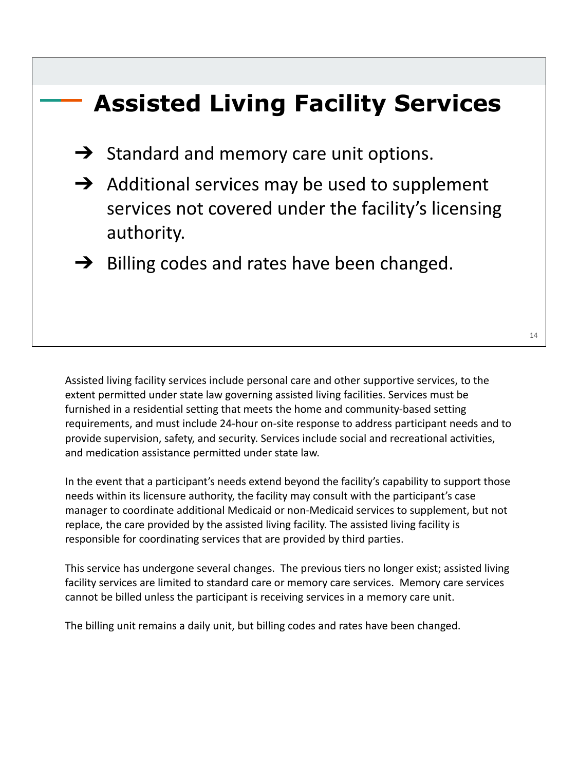# Assisted Living Facility Services

- ➔ Standard and memory care unit options.
- ➔ Additional services may be used to supplement services not covered under the facility's licensing authority.
- ➔ Billing codes and rates have been changed.

Assisted living facility services include personal care and other supportive services, to the extent permitted under state law governing assisted living facilities. Services must be furnished in a residential setting that meets the home and community-based setting requirements, and must include 24-hour on-site response to address participant needs and to provide supervision, safety, and security. Services include social and recreational activities, and medication assistance permitted under state law.

In the event that a participant's needs extend beyond the facility's capability to support those needs within its licensure authority, the facility may consult with the participant's case manager to coordinate additional Medicaid or non-Medicaid services to supplement, but not replace, the care provided by the assisted living facility. The assisted living facility is responsible for coordinating services that are provided by third parties.

This service has undergone several changes. The previous tiers no longer exist; assisted living facility services are limited to standard care or memory care services. Memory care services cannot be billed unless the participant is receiving services in a memory care unit.

The billing unit remains a daily unit, but billing codes and rates have been changed.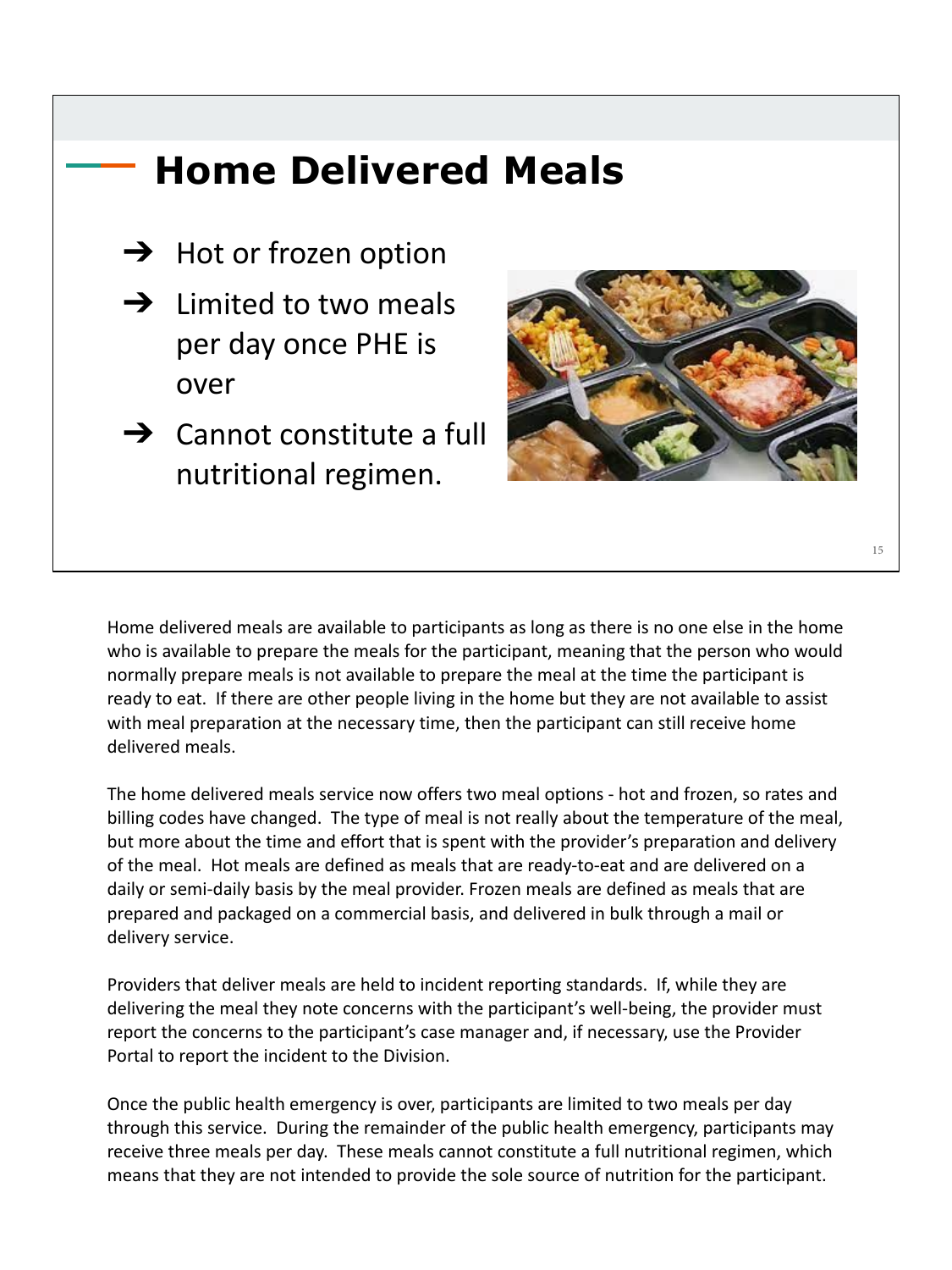# Home Delivered Meals

- Hot or frozen option
- Limited to two meals per day once PHE is over
- Cannot constitute a full nutritional regimen.

Home delivered meals are available to participants as long as there is no one else in the home who is available to prepare the meals for the participant, meaning that the person who would normally prepare meals is not available to prepare the meal at the time the participant is ready to eat. If there are other people living in the home but they are not available to assist with meal preparation at the necessary time, then the participant can still receive home delivered meals.

The home delivered meals service now offers two meal options - hot and frozen, so rates and billing codes have changed. The type of meal is not really about the temperature of the meal, but more about the time and effort that is spent with the provider's preparation and delivery of the meal. Hot meals are defined as meals that are ready-to-eat and are delivered on a daily or semi-daily basis by the meal provider. Frozen meals are defined as meals that are prepared and packaged on a commercial basis, and delivered in bulk through a mail or delivery service.

Providers that deliver meals are held to incident reporting standards. If, while they are delivering the meal they note concerns with the participant's well-being, the provider must report the concerns to the participant's case manager and, if necessary, use the Provider Portal to report the incident to the Division.

Once the public health emergency is over, participants are limited to two meals per day through this service. During the remainder of the public health emergency, participants may receive three meals per day. These meals cannot constitute a full nutritional regimen, which means that they are not intended to provide the sole source of nutrition for the participant.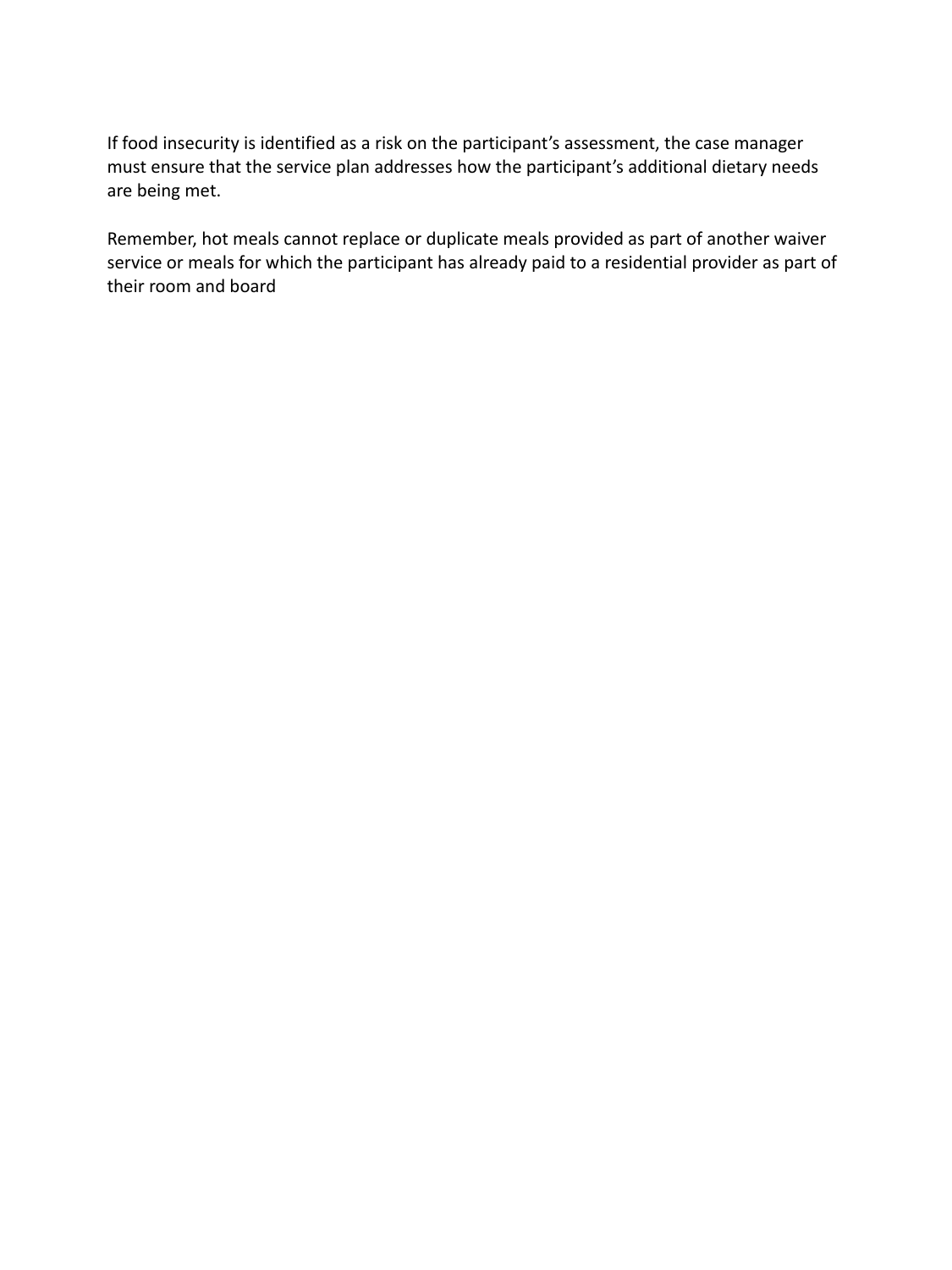If food insecurity is identified as a risk on the participant's assessment, the case manager must ensure that the service plan addresses how the participant's additional dietary needs are being met.

Remember, hot meals cannot replace or duplicate meals provided as part of another waiver service or meals for which the participant has already paid to a residential provider as part of their room and board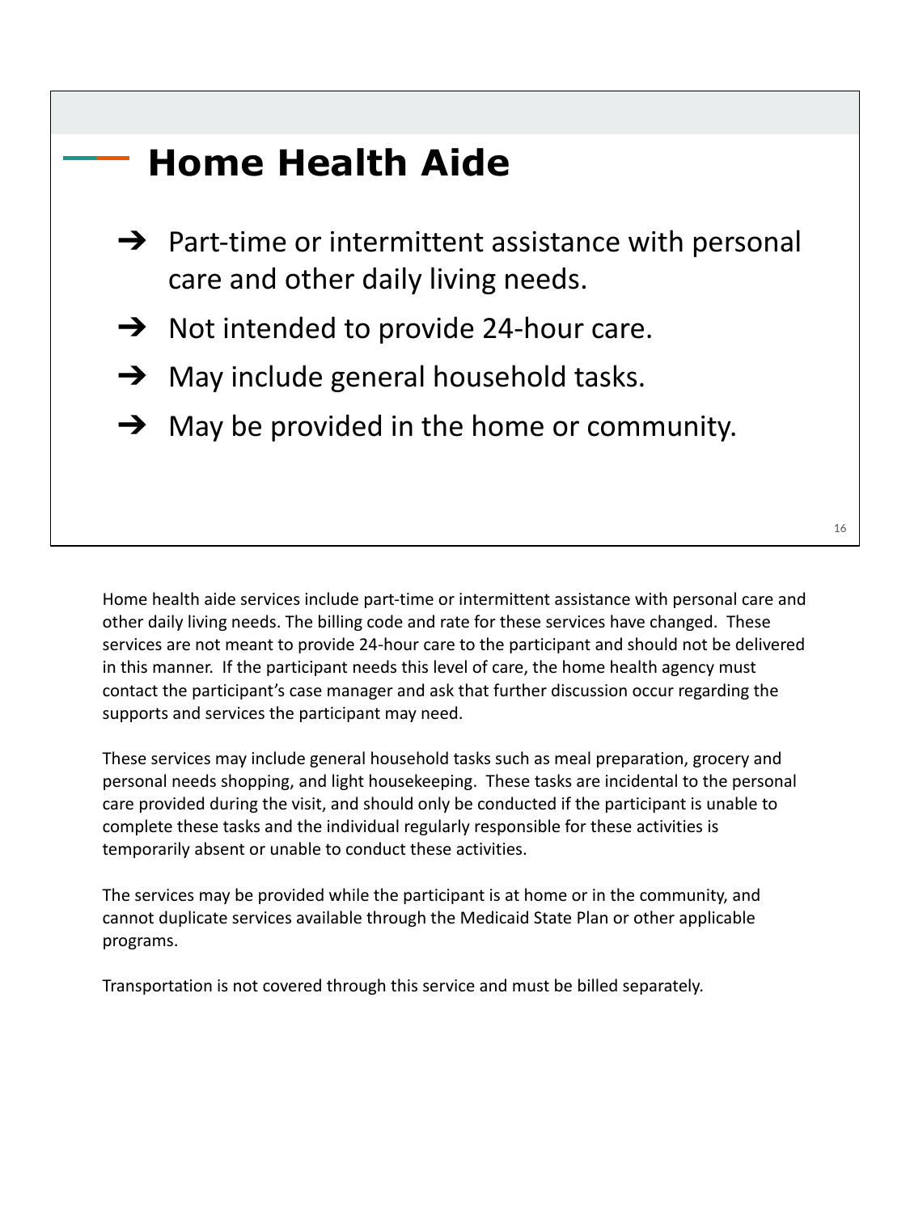# Home Health Aide

- ➔ Part-time or intermittent assistance with personal care and other daily living needs.
- ➔ Not intended to provide 24-hour care.
- ➔ May include general household tasks.
- ➔ May be provided in the home or community.

Home health aide services include part-time or intermittent assistance with personal care and other daily living needs. The billing code and rate for these services have changed. These services are not meant to provide 24-hour care to the participant and should not be delivered in this manner. If the participant needs this level of care, the home health agency must contact the participant's case manager and ask that further discussion occur regarding the supports and services the participant may need.

These services may include general household tasks such as meal preparation, grocery and personal needs shopping, and light housekeeping. These tasks are incidental to the personal care provided during the visit, and should only be conducted if the participant is unable to complete these tasks and the individual regularly responsible for these activities is temporarily absent or unable to conduct these activities.

The services may be provided while the participant is at home or in the community, and cannot duplicate services available through the Medicaid State Plan or other applicable programs.

Transportation is not covered through this service and must be billed separately.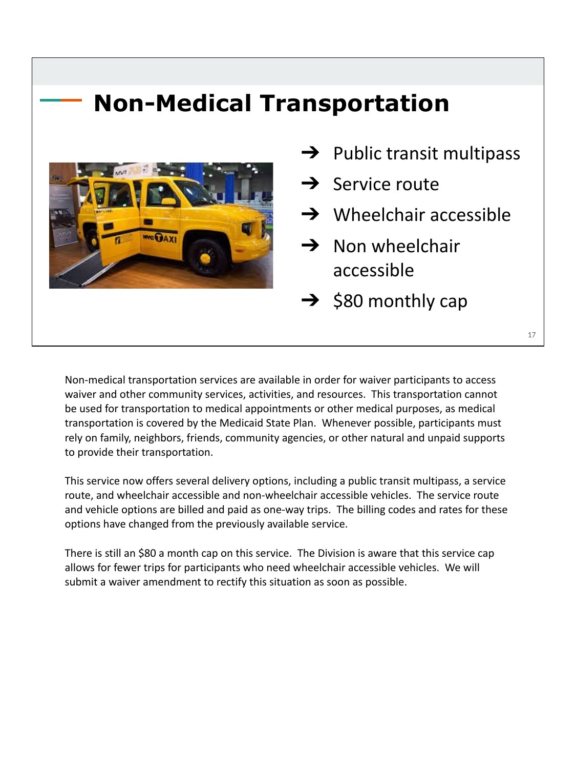# Non-Medical Transportation

- Public transit multipass
- Service route
- Wheelchair accessible
- Non wheelchair accessible
- $80 monthly cap

Non-medical transportation services are available in order for waiver participants to access waiver and other community services, activities, and resources. This transportation cannot be used for transportation to medical appointments or other medical purposes, as medical transportation is covered by the Medicaid State Plan. Whenever possible, participants must rely on family, neighbors, friends, community agencies, or other natural and unpaid supports to provide their transportation.

This service now offers several delivery options, including a public transit multipass, a service route, and wheelchair accessible and non-wheelchair accessible vehicles. The service route and vehicle options are billed and paid as one-way trips. The billing codes and rates for these options have changed from the previously available service.

There is still an $80 a month cap on this service. The Division is aware that this service cap allows for fewer trips for participants who need wheelchair accessible vehicles. We will submit a waiver amendment to rectify this situation as soon as possible.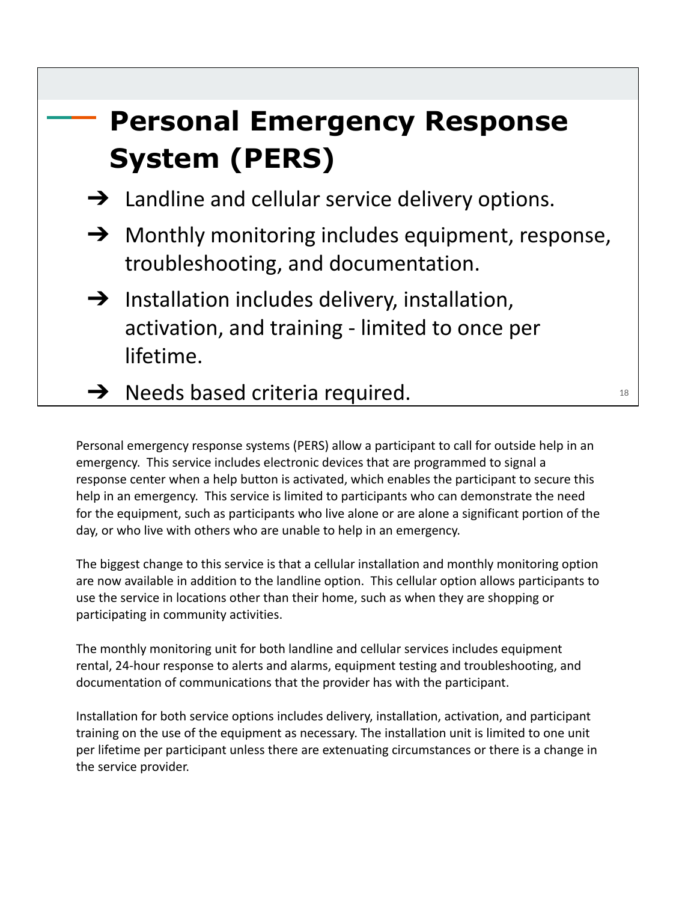# Personal Emergency Response System (PERS)

- ➔ Landline and cellular service delivery options.
- ➔ Monthly monitoring includes equipment, response, troubleshooting, and documentation.
- ➔ Installation includes delivery, installation, activation, and training - limited to once per lifetime.
- ➔ Needs based criteria required.

Personal emergency response systems (PERS) allow a participant to call for outside help in an emergency. This service includes electronic devices that are programmed to signal a response center when a help button is activated, which enables the participant to secure this help in an emergency. This service is limited to participants who can demonstrate the need for the equipment, such as participants who live alone or are alone a significant portion of the day, or who live with others who are unable to help in an emergency.

The biggest change to this service is that a cellular installation and monthly monitoring option are now available in addition to the landline option. This cellular option allows participants to use the service in locations other than their home, such as when they are shopping or participating in community activities.

The monthly monitoring unit for both landline and cellular services includes equipment rental, 24-hour response to alerts and alarms, equipment testing and troubleshooting, and documentation of communications that the provider has with the participant.

Installation for both service options includes delivery, installation, activation, and participant training on the use of the equipment as necessary. The installation unit is limited to one unit per lifetime per participant unless there are extenuating circumstances or there is a change in the service provider.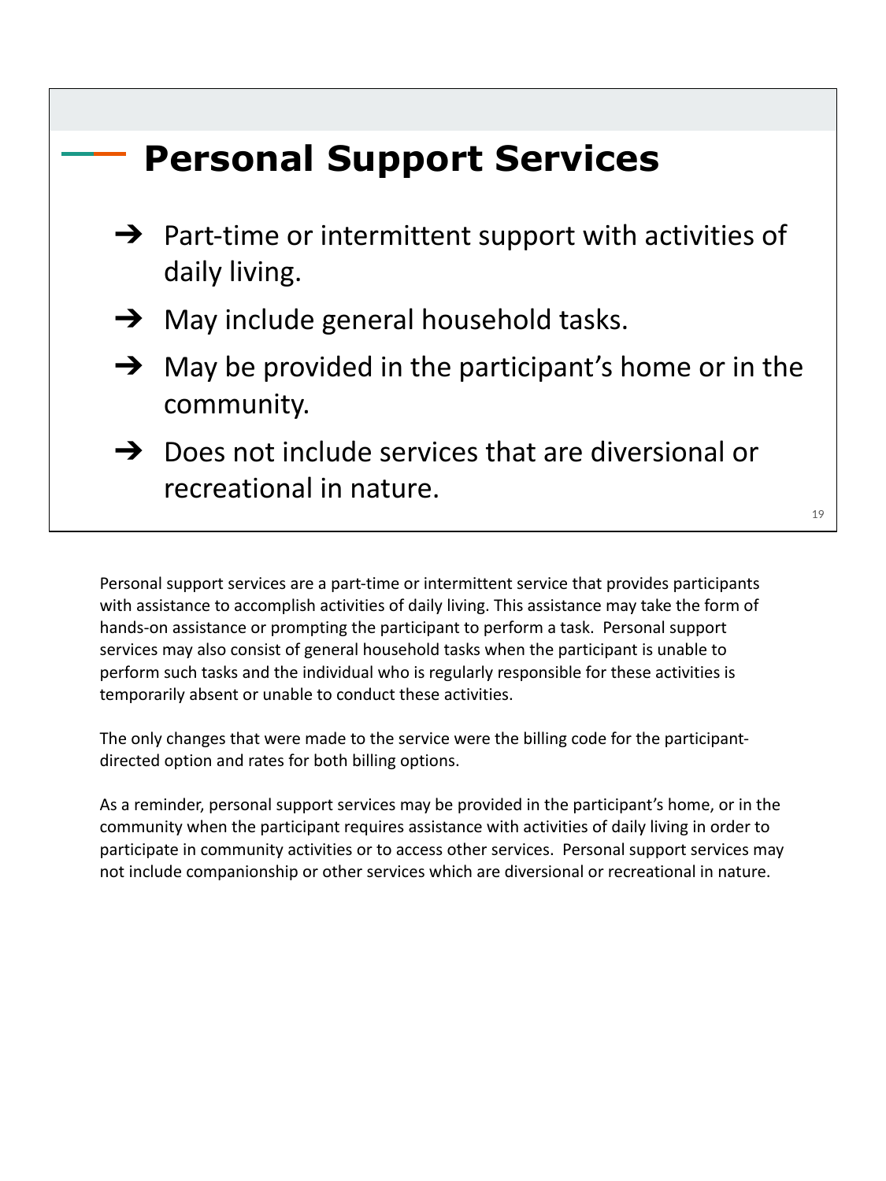# Personal Support Services

- ➔ Part-time or intermittent support with activities of daily living.
- ➔ May include general household tasks.
- ➔ May be provided in the participant's home or in the community.
- ➔ Does not include services that are diversional or recreational in nature.

Personal support services are a part-time or intermittent service that provides participants with assistance to accomplish activities of daily living. This assistance may take the form of hands-on assistance or prompting the participant to perform a task. Personal support services may also consist of general household tasks when the participant is unable to perform such tasks and the individual who is regularly responsible for these activities is temporarily absent or unable to conduct these activities.

The only changes that were made to the service were the billing code for the participant-directed option and rates for both billing options.

As a reminder, personal support services may be provided in the participant's home, or in the community when the participant requires assistance with activities of daily living in order to participate in community activities or to access other services. Personal support services may not include companionship or other services which are diversional or recreational in nature.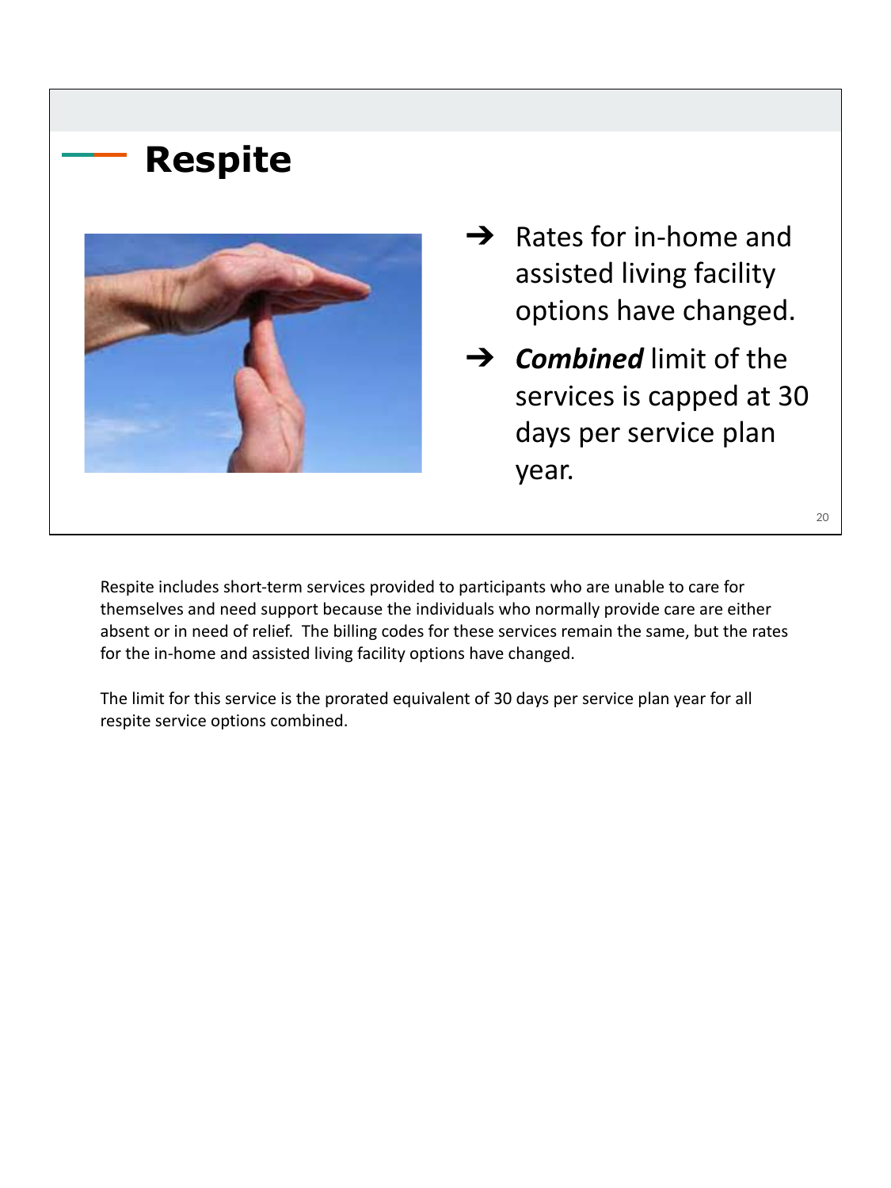## Respite

- Rates for in-home and assisted living facility options have changed.
- ***Combined*** limit of the services is capped at 30 days per service plan year.

Respite includes short-term services provided to participants who are unable to care for themselves and need support because the individuals who normally provide care are either absent or in need of relief. The billing codes for these services remain the same, but the rates for the in-home and assisted living facility options have changed.

The limit for this service is the prorated equivalent of 30 days per service plan year for all respite service options combined.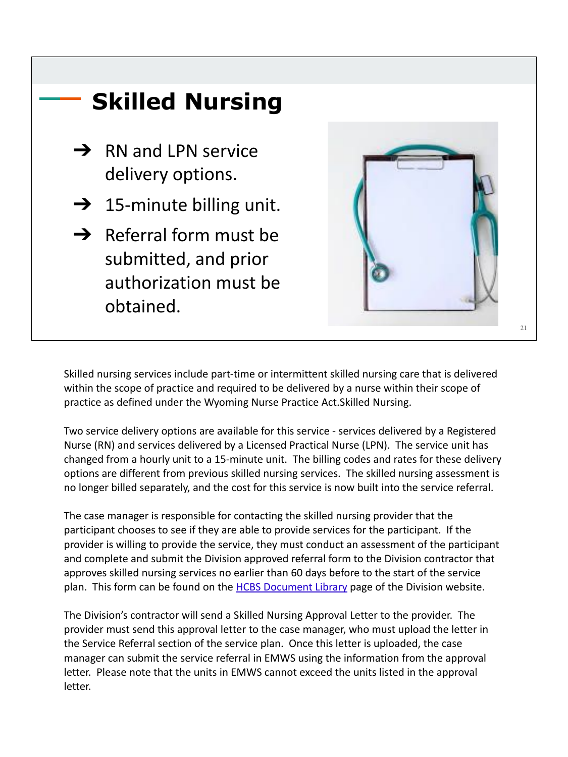## Skilled Nursing

- RN and LPN service delivery options.
- 15-minute billing unit.
- Referral form must be submitted, and prior authorization must be obtained.

Skilled nursing services include part-time or intermittent skilled nursing care that is delivered within the scope of practice and required to be delivered by a nurse within their scope of practice as defined under the Wyoming Nurse Practice Act.Skilled Nursing.

Two service delivery options are available for this service - services delivered by a Registered Nurse (RN) and services delivered by a Licensed Practical Nurse (LPN). The service unit has changed from a hourly unit to a 15-minute unit. The billing codes and rates for these delivery options are different from previous skilled nursing services. The skilled nursing assessment is no longer billed separately, and the cost for this service is now built into the service referral.

The case manager is responsible for contacting the skilled nursing provider that the participant chooses to see if they are able to provide services for the participant. If the provider is willing to provide the service, they must conduct an assessment of the participant and complete and submit the Division approved referral form to the Division contractor that approves skilled nursing services no earlier than 60 days before to the start of the service plan. This form can be found on the HCBS Document Library page of the Division website.

The Division's contractor will send a Skilled Nursing Approval Letter to the provider. The provider must send this approval letter to the case manager, who must upload the letter in the Service Referral section of the service plan. Once this letter is uploaded, the case manager can submit the service referral in EMWS using the information from the approval letter. Please note that the units in EMWS cannot exceed the units listed in the approval letter.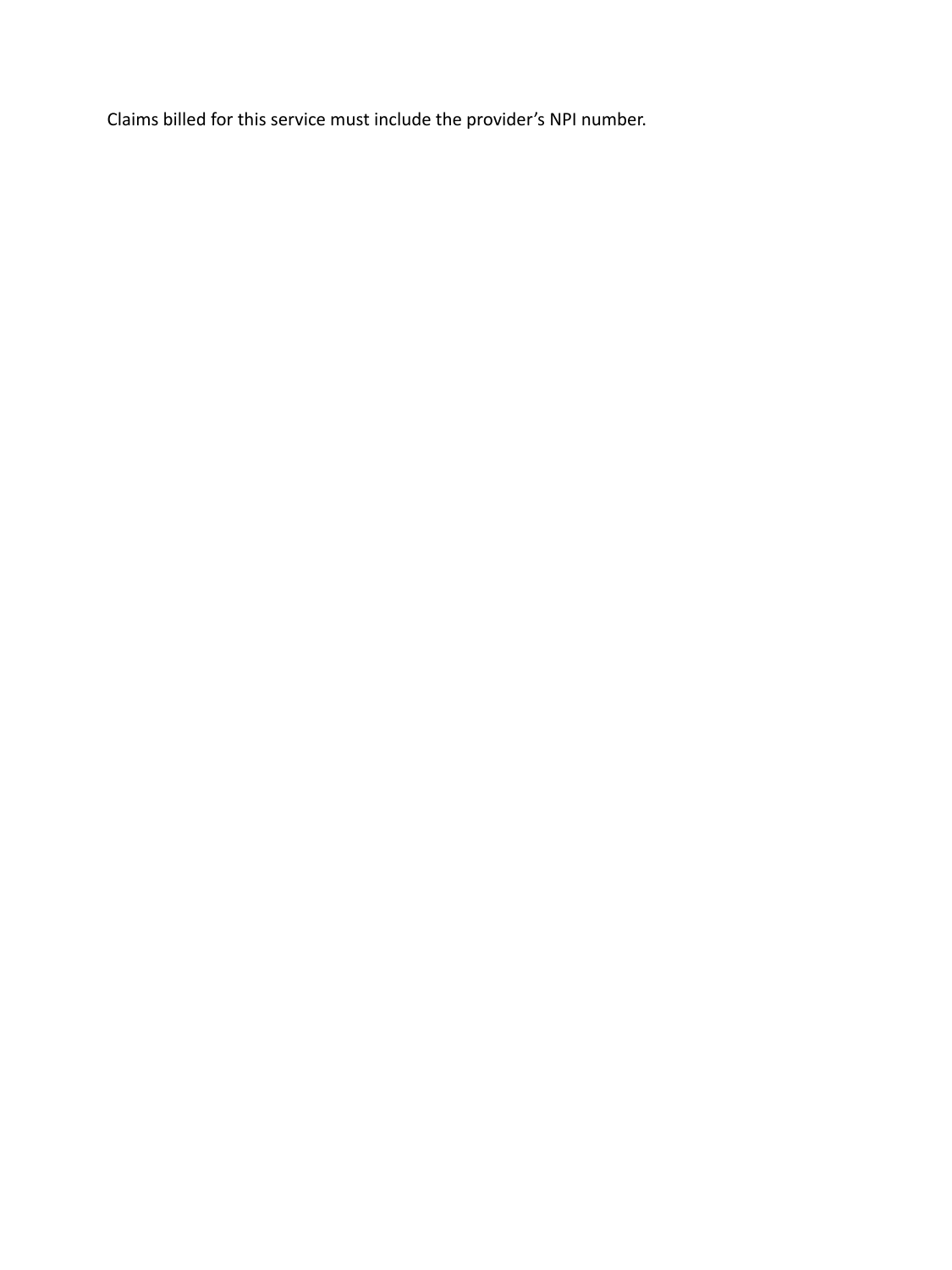Claims billed for this service must include the provider’s NPI number.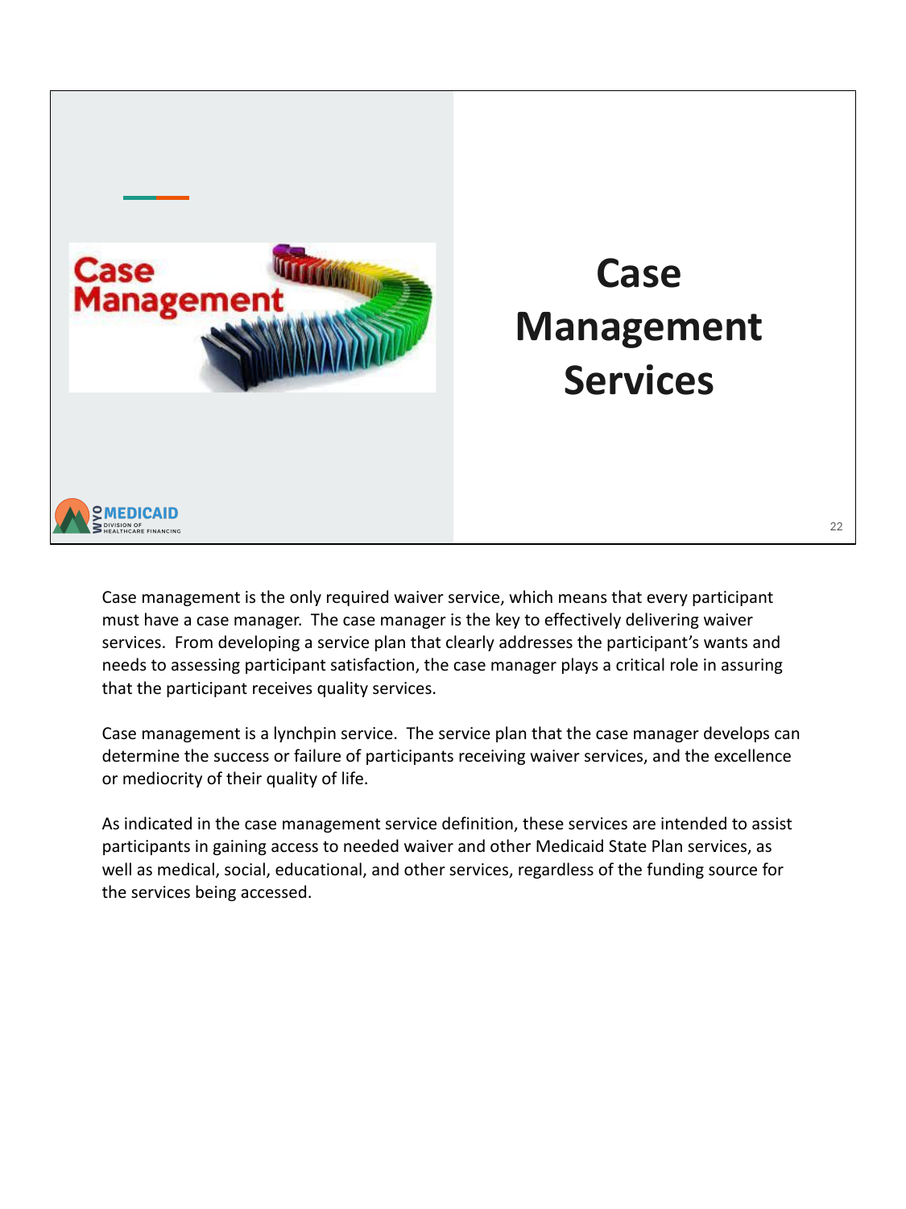# Case Management Services

Case management is the only required waiver service, which means that every participant must have a case manager. The case manager is the key to effectively delivering waiver services. From developing a service plan that clearly addresses the participant's wants and needs to assessing participant satisfaction, the case manager plays a critical role in assuring that the participant receives quality services.

Case management is a lynchpin service. The service plan that the case manager develops can determine the success or failure of participants receiving waiver services, and the excellence or mediocrity of their quality of life.

As indicated in the case management service definition, these services are intended to assist participants in gaining access to needed waiver and other Medicaid State Plan services, as well as medical, social, educational, and other services, regardless of the funding source for the services being accessed.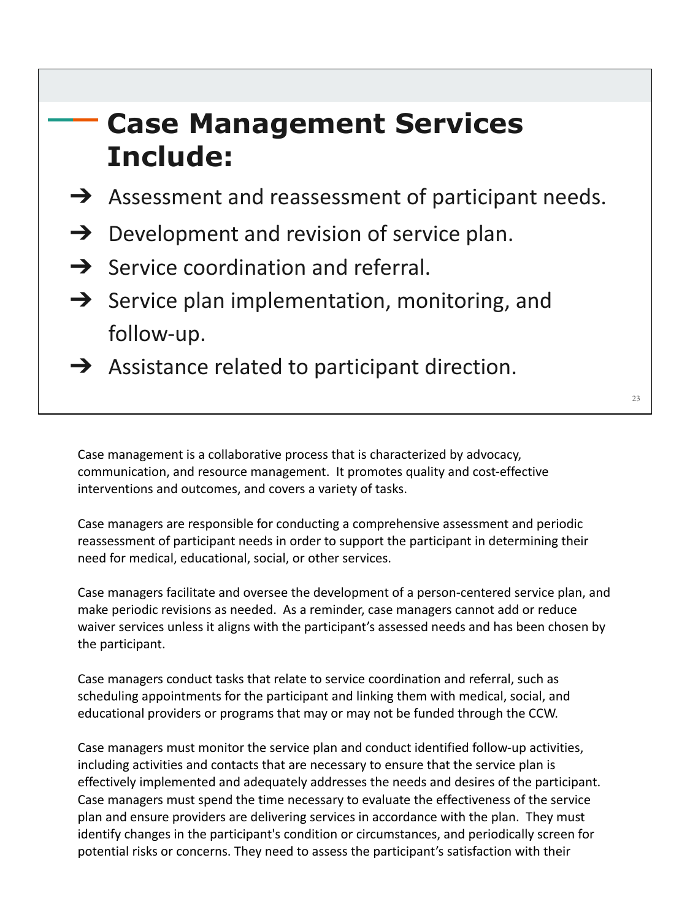## Case Management Services Include:

- ➔ Assessment and reassessment of participant needs.
- ➔ Development and revision of service plan.
- ➔ Service coordination and referral.
- ➔ Service plan implementation, monitoring, and follow-up.
- ➔ Assistance related to participant direction.

Case management is a collaborative process that is characterized by advocacy, communication, and resource management. It promotes quality and cost-effective interventions and outcomes, and covers a variety of tasks.

Case managers are responsible for conducting a comprehensive assessment and periodic reassessment of participant needs in order to support the participant in determining their need for medical, educational, social, or other services.

Case managers facilitate and oversee the development of a person-centered service plan, and make periodic revisions as needed. As a reminder, case managers cannot add or reduce waiver services unless it aligns with the participant's assessed needs and has been chosen by the participant.

Case managers conduct tasks that relate to service coordination and referral, such as scheduling appointments for the participant and linking them with medical, social, and educational providers or programs that may or may not be funded through the CCW.

Case managers must monitor the service plan and conduct identified follow-up activities, including activities and contacts that are necessary to ensure that the service plan is effectively implemented and adequately addresses the needs and desires of the participant. Case managers must spend the time necessary to evaluate the effectiveness of the service plan and ensure providers are delivering services in accordance with the plan. They must identify changes in the participant's condition or circumstances, and periodically screen for potential risks or concerns. They need to assess the participant's satisfaction with their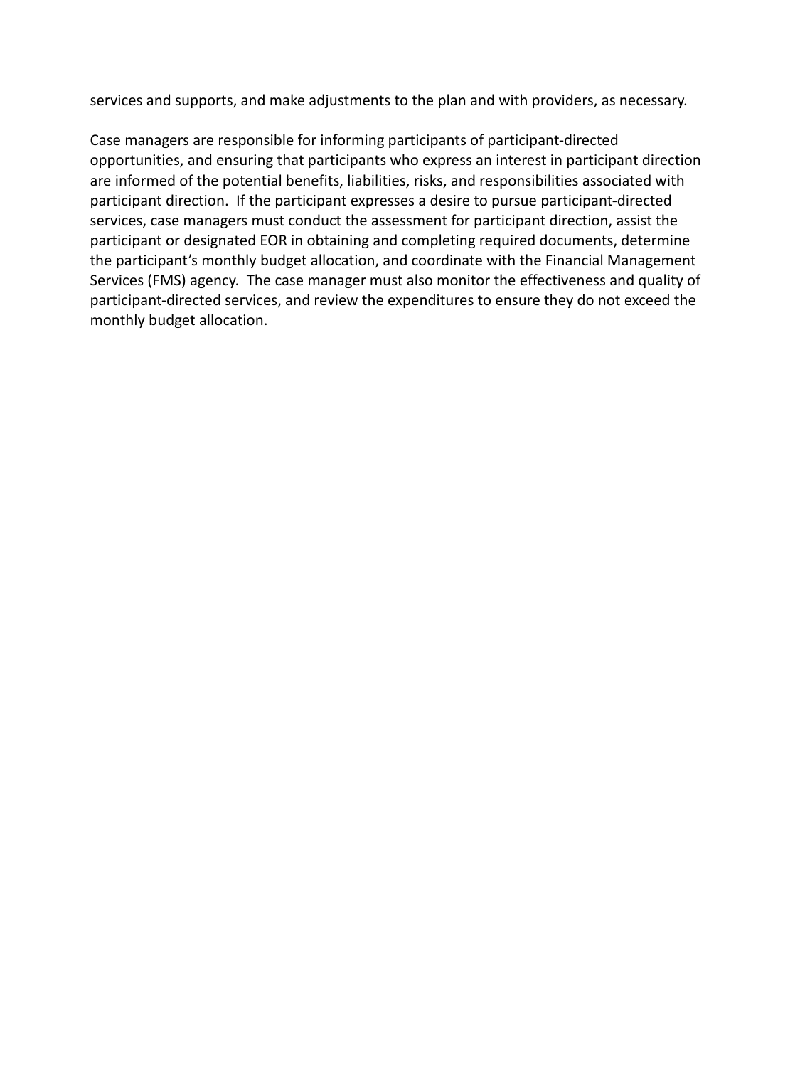services and supports, and make adjustments to the plan and with providers, as necessary.

Case managers are responsible for informing participants of participant-directed opportunities, and ensuring that participants who express an interest in participant direction are informed of the potential benefits, liabilities, risks, and responsibilities associated with participant direction. If the participant expresses a desire to pursue participant-directed services, case managers must conduct the assessment for participant direction, assist the participant or designated EOR in obtaining and completing required documents, determine the participant's monthly budget allocation, and coordinate with the Financial Management Services (FMS) agency. The case manager must also monitor the effectiveness and quality of participant-directed services, and review the expenditures to ensure they do not exceed the monthly budget allocation.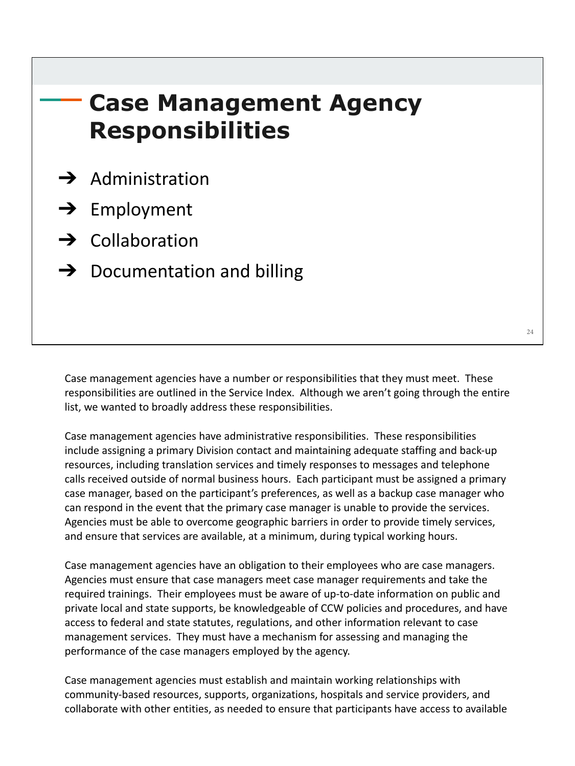# Case Management Agency Responsibilities

- Administration
- Employment
- Collaboration
- Documentation and billing

Case management agencies have a number or responsibilities that they must meet. These responsibilities are outlined in the Service Index. Although we aren't going through the entire list, we wanted to broadly address these responsibilities.

Case management agencies have administrative responsibilities. These responsibilities include assigning a primary Division contact and maintaining adequate staffing and back-up resources, including translation services and timely responses to messages and telephone calls received outside of normal business hours. Each participant must be assigned a primary case manager, based on the participant's preferences, as well as a backup case manager who can respond in the event that the primary case manager is unable to provide the services. Agencies must be able to overcome geographic barriers in order to provide timely services, and ensure that services are available, at a minimum, during typical working hours.

Case management agencies have an obligation to their employees who are case managers. Agencies must ensure that case managers meet case manager requirements and take the required trainings. Their employees must be aware of up-to-date information on public and private local and state supports, be knowledgeable of CCW policies and procedures, and have access to federal and state statutes, regulations, and other information relevant to case management services. They must have a mechanism for assessing and managing the performance of the case managers employed by the agency.

Case management agencies must establish and maintain working relationships with community-based resources, supports, organizations, hospitals and service providers, and collaborate with other entities, as needed to ensure that participants have access to available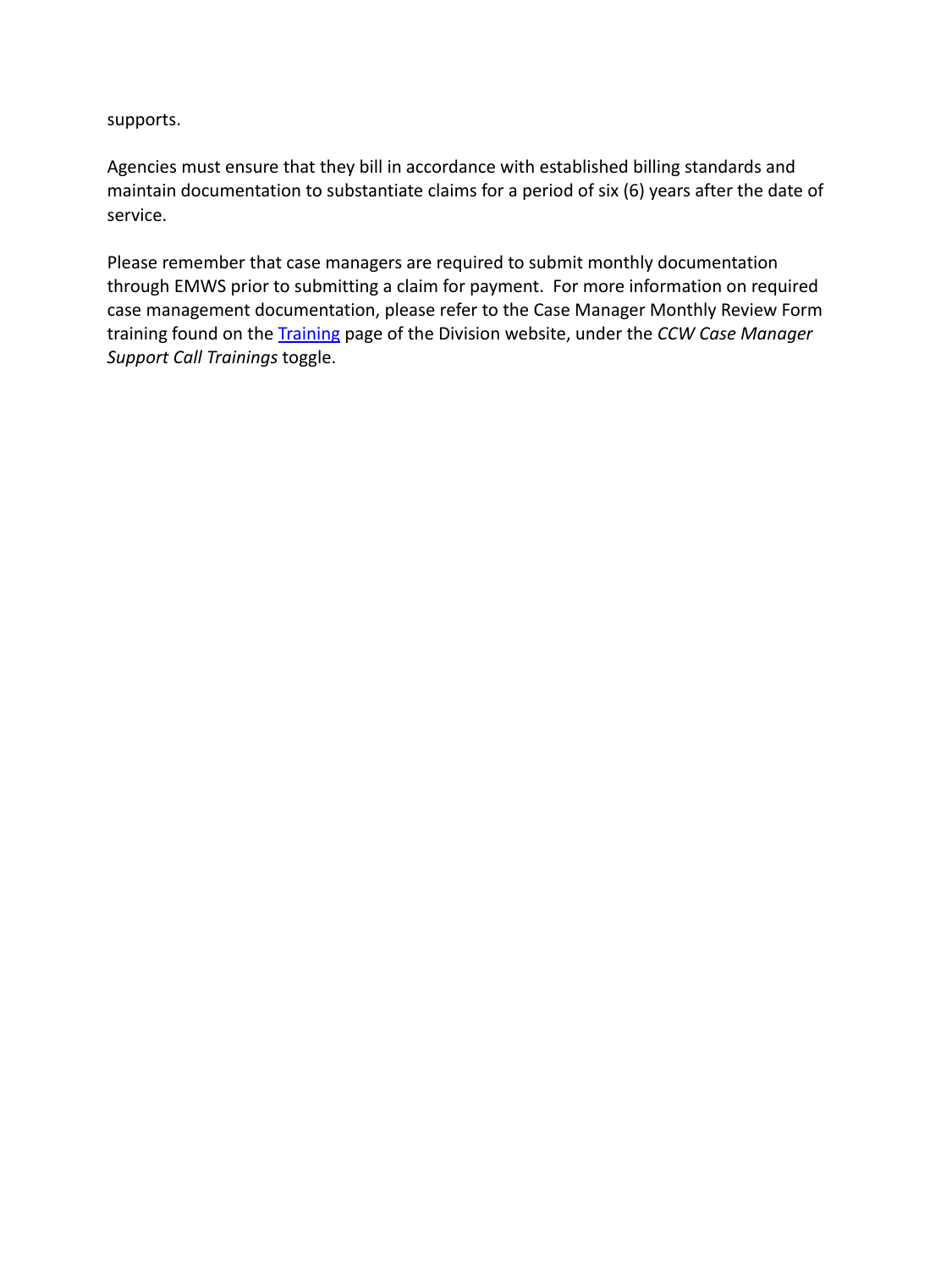supports.

Agencies must ensure that they bill in accordance with established billing standards and maintain documentation to substantiate claims for a period of six (6) years after the date of service.

Please remember that case managers are required to submit monthly documentation through EMWS prior to submitting a claim for payment. For more information on required case management documentation, please refer to the Case Manager Monthly Review Form training found on the Training page of the Division website, under the *CCW Case Manager Support Call Trainings* toggle.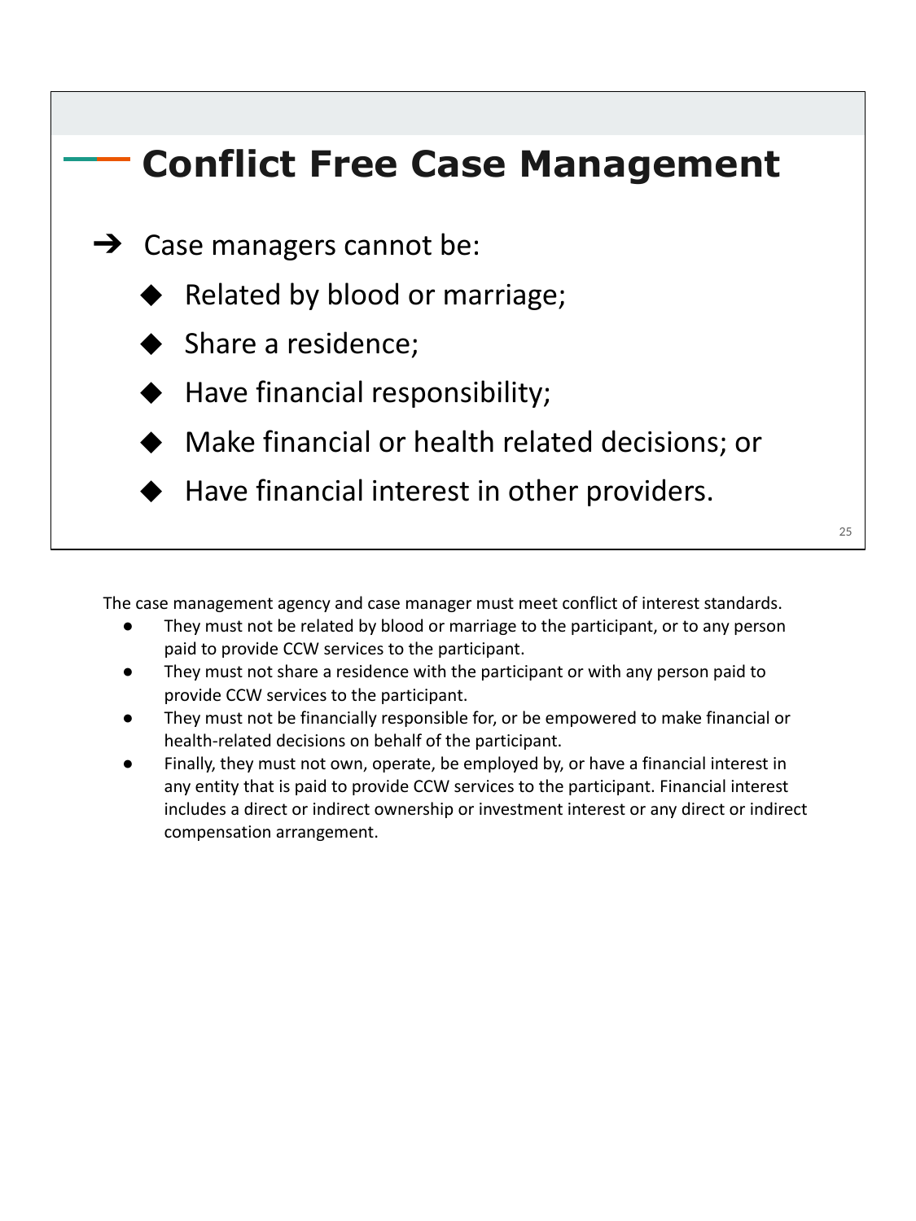## Conflict Free Case Management

- Case managers cannot be:
  - Related by blood or marriage;
  - Share a residence;
  - Have financial responsibility;
  - Make financial or health related decisions; or
  - Have financial interest in other providers.

The case management agency and case manager must meet conflict of interest standards.

- They must not be related by blood or marriage to the participant, or to any person paid to provide CCW services to the participant.
- They must not share a residence with the participant or with any person paid to provide CCW services to the participant.
- They must not be financially responsible for, or be empowered to make financial or health-related decisions on behalf of the participant.
- Finally, they must not own, operate, be employed by, or have a financial interest in any entity that is paid to provide CCW services to the participant. Financial interest includes a direct or indirect ownership or investment interest or any direct or indirect compensation arrangement.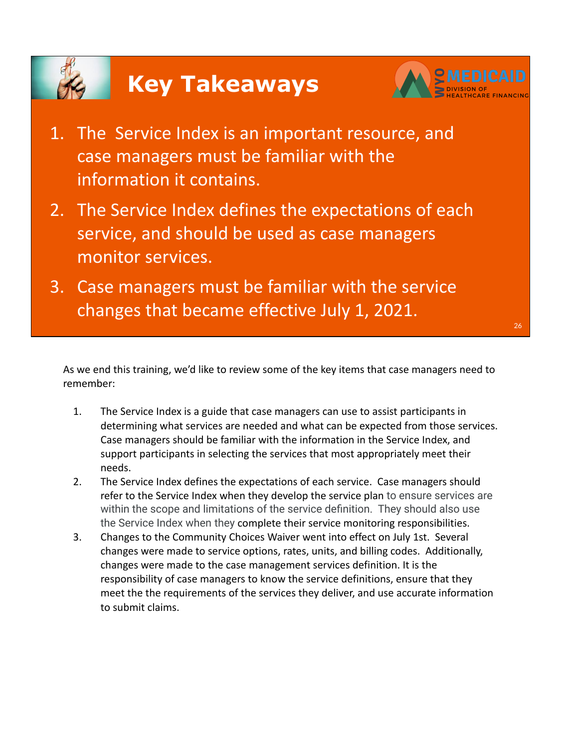# Key Takeaways

1. The Service Index is an important resource, and case managers must be familiar with the information it contains.
2. The Service Index defines the expectations of each service, and should be used as case managers monitor services.
3. Case managers must be familiar with the service changes that became effective July 1, 2021.

As we end this training, we'd like to review some of the key items that case managers need to remember:

1. The Service Index is a guide that case managers can use to assist participants in determining what services are needed and what can be expected from those services. Case managers should be familiar with the information in the Service Index, and support participants in selecting the services that most appropriately meet their needs.
2. The Service Index defines the expectations of each service. Case managers should refer to the Service Index when they develop the service plan to ensure services are within the scope and limitations of the service definition. They should also use the Service Index when they complete their service monitoring responsibilities.
3. Changes to the Community Choices Waiver went into effect on July 1st. Several changes were made to service options, rates, units, and billing codes. Additionally, changes were made to the case management services definition. It is the responsibility of case managers to know the service definitions, ensure that they meet the the requirements of the services they deliver, and use accurate information to submit claims.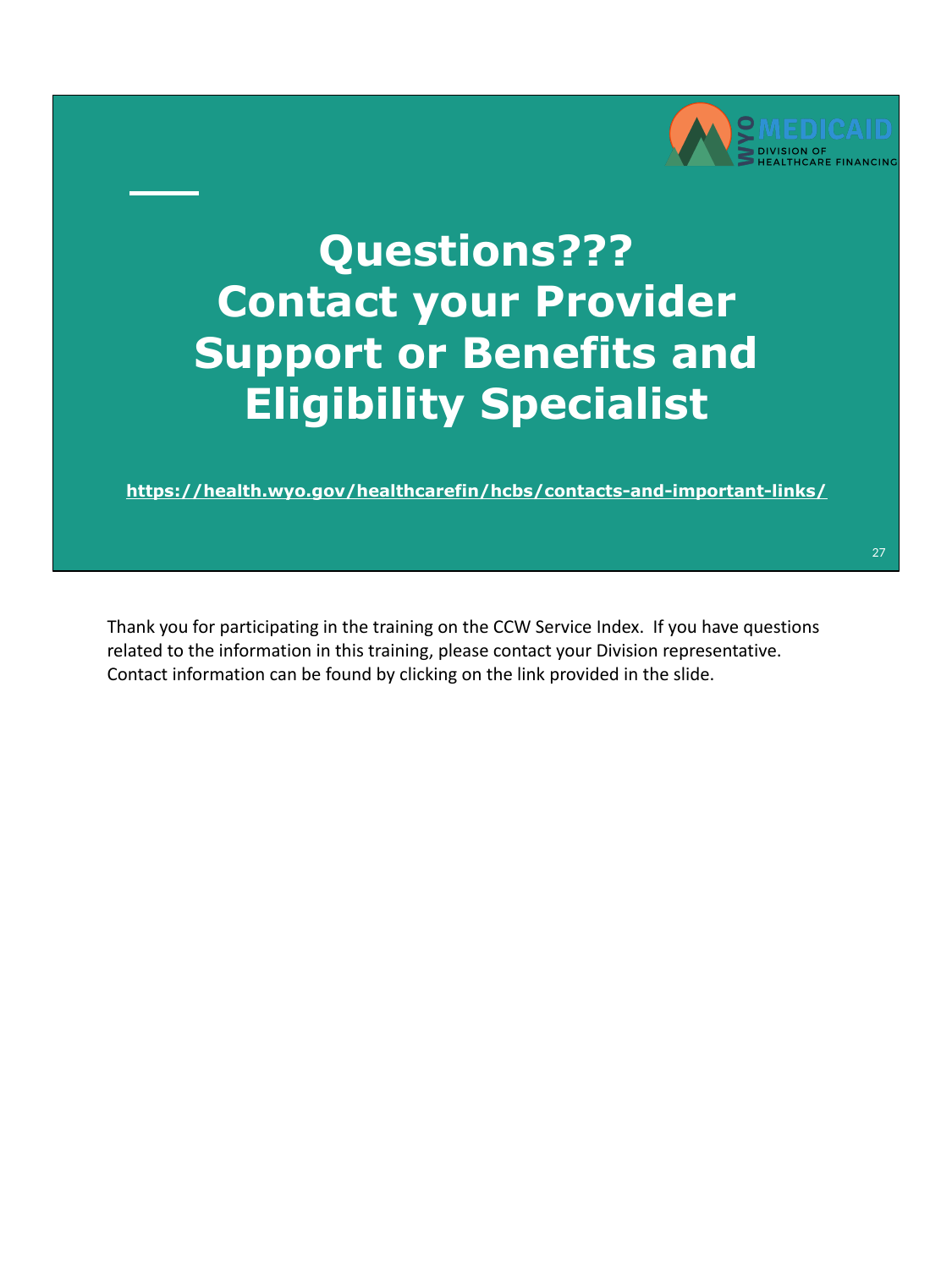# Questions??? Contact your Provider Support or Benefits and Eligibility Specialist

**https://health.wyo.gov/healthcarefin/hcbs/contacts-and-important-links/**

Thank you for participating in the training on the CCW Service Index. If you have questions related to the information in this training, please contact your Division representative. Contact information can be found by clicking on the link provided in the slide.